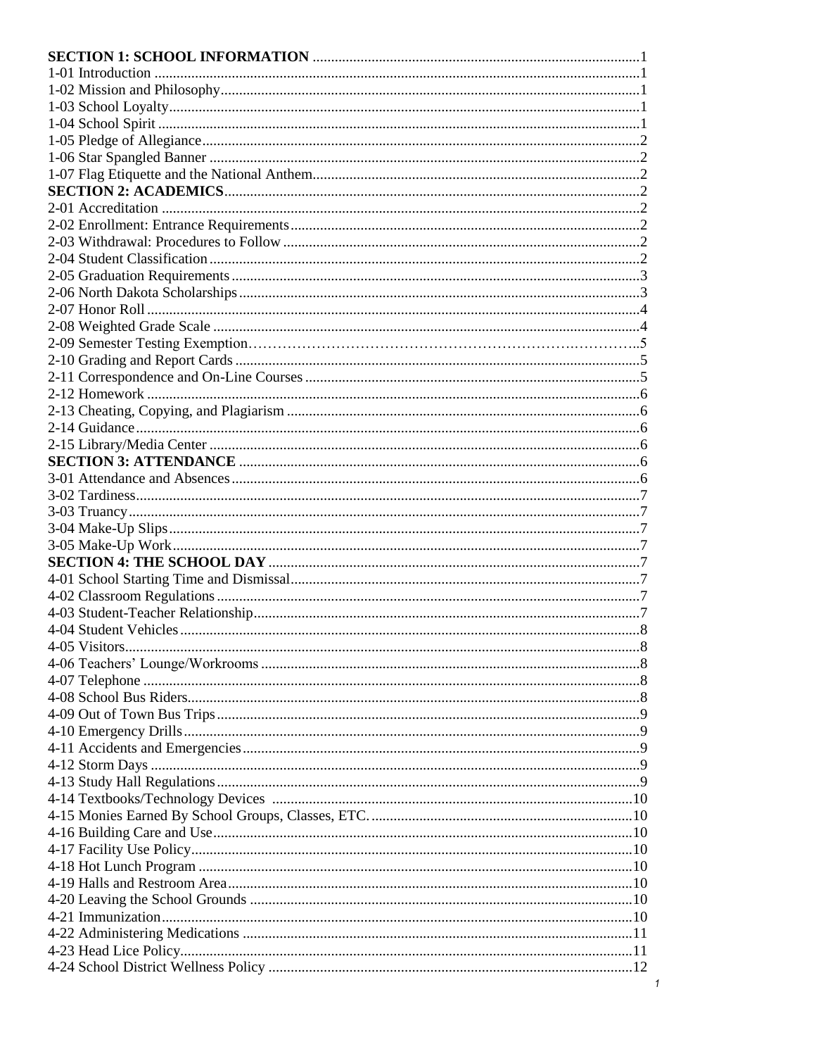**SECTION 1: SCHOOL INFORMATION** ........................................................................................1
1-01 Introduction ........................................................................................................................1
1-02 Mission and Philosophy.........................................................................................................1
1-03 School Loyalty.......................................................................................................................1
1-04 School Spirit ..........................................................................................................................1
1-05 Pledge of Allegiance..............................................................................................................2
1-06 Star Spangled Banner ............................................................................................................2
1-07 Flag Etiquette and the National Anthem................................................................................2
**SECTION 2: ACADEMICS**...........................................................................................................2
2-01 Accreditation .........................................................................................................................2
2-02 Enrollment: Entrance Requirements......................................................................................2
2-03 Withdrawal: Procedures to Follow ........................................................................................2
2-04 Student Classification............................................................................................................2
2-05 Graduation Requirements ......................................................................................................3
2-06 North Dakota Scholarships.....................................................................................................3
2-07 Honor Roll .............................................................................................................................4
2-08 Weighted Grade Scale ...........................................................................................................4
2-09 Semester Testing Exemption…………………………………………………………………..5
2-10 Grading and Report Cards .....................................................................................................5
2-11 Correspondence and On-Line Courses ..................................................................................5
2-12 Homework .............................................................................................................................6
2-13 Cheating, Copying, and Plagiarism .......................................................................................6
2-14 Guidance ................................................................................................................................6
2-15 Library/Media Center ............................................................................................................6
**SECTION 3: ATTENDANCE** ........................................................................................................6
3-01 Attendance and Absences.......................................................................................................6
3-02 Tardiness.................................................................................................................................7
3-03 Truancy...................................................................................................................................7
3-04 Make-Up Slips........................................................................................................................7
3-05 Make-Up Work.......................................................................................................................7
**SECTION 4: THE SCHOOL DAY** ..................................................................................................7
4-01 School Starting Time and Dismissal......................................................................................7
4-02 Classroom Regulations..........................................................................................................7
4-03 Student-Teacher Relationship.................................................................................................7
4-04 Student Vehicles.....................................................................................................................8
4-05 Visitors...................................................................................................................................8
4-06 Teachers' Lounge/Workrooms ...............................................................................................8
4-07 Telephone ..............................................................................................................................8
4-08 School Bus Riders..................................................................................................................8
4-09 Out of Town Bus Trips...........................................................................................................9
4-10 Emergency Drills...................................................................................................................9
4-11 Accidents and Emergencies....................................................................................................9
4-12 Storm Days ............................................................................................................................9
4-13 Study Hall Regulations..........................................................................................................9
4-14 Textbooks/Technology Devices ...........................................................................................10
4-15 Monies Earned By School Groups, Classes, ETC. ................................................................10
4-16 Building Care and Use..........................................................................................................10
4-17 Facility Use Policy................................................................................................................10
4-18 Hot Lunch Program ..............................................................................................................10
4-19 Halls and Restroom Area.......................................................................................................10
4-20 Leaving the School Grounds .................................................................................................10
4-21 Immunization........................................................................................................................10
4-22 Administering Medications ...................................................................................................11
4-23 Head Lice Policy....................................................................................................................11
4-24 School District Wellness Policy ............................................................................................12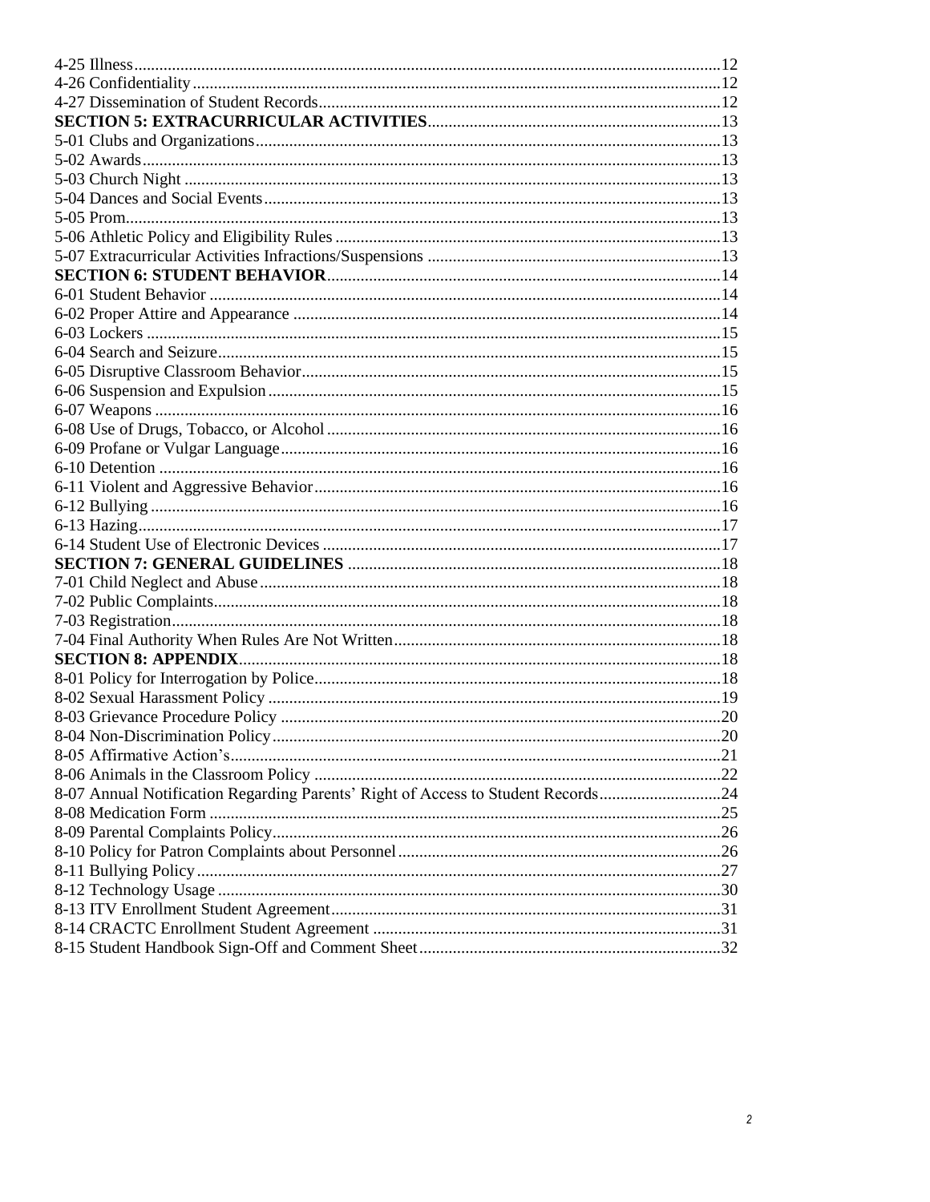4-25 Illness....................................................................................................................................12
4-26 Confidentiality..........................................................................................................................12
4-27 Dissemination of Student Records............................................................................................12
**SECTION 5: EXTRACURRICULAR ACTIVITIES**....................................................................13
5-01 Clubs and Organizations...........................................................................................................13
5-02 Awards......................................................................................................................................13
5-03 Church Night ............................................................................................................................13
5-04 Dances and Social Events.........................................................................................................13
5-05 Prom..........................................................................................................................................13
5-06 Athletic Policy and Eligibility Rules ........................................................................................13
5-07 Extracurricular Activities Infractions/Suspensions ..................................................................13
**SECTION 6: STUDENT BEHAVIOR**............................................................................................14
6-01 Student Behavior ......................................................................................................................14
6-02 Proper Attire and Appearance ..................................................................................................14
6-03 Lockers .....................................................................................................................................15
6-04 Search and Seizure....................................................................................................................15
6-05 Disruptive Classroom Behavior................................................................................................15
6-06 Suspension and Expulsion ........................................................................................................15
6-07 Weapons ...................................................................................................................................16
6-08 Use of Drugs, Tobacco, or Alcohol..........................................................................................16
6-09 Profane or Vulgar Language.....................................................................................................16
6-10 Detention ..................................................................................................................................16
6-11 Violent and Aggressive Behavior.............................................................................................16
6-12 Bullying ....................................................................................................................................16
6-13 Hazing.......................................................................................................................................17
6-14 Student Use of Electronic Devices ...........................................................................................17
**SECTION 7: GENERAL GUIDELINES** .......................................................................................18
7-01 Child Neglect and Abuse ..........................................................................................................18
7-02 Public Complaints.....................................................................................................................18
7-03 Registration...............................................................................................................................18
7-04 Final Authority When Rules Are Not Written..........................................................................18
**SECTION 8: APPENDIX**..................................................................................................................18
8-01 Policy for Interrogation by Police.............................................................................................18
8-02 Sexual Harassment Policy ........................................................................................................19
8-03 Grievance Procedure Policy .....................................................................................................20
8-04 Non-Discrimination Policy.......................................................................................................20
8-05 Affirmative Action's.................................................................................................................21
8-06 Animals in the Classroom Policy .............................................................................................22
8-07 Annual Notification Regarding Parents' Right of Access to Student Records..........................24
8-08 Medication Form ......................................................................................................................25
8-09 Parental Complaints Policy.......................................................................................................26
8-10 Policy for Patron Complaints about Personnel..........................................................................26
8-11 Bullying Policy.........................................................................................................................27
8-12 Technology Usage ....................................................................................................................30
8-13 ITV Enrollment Student Agreement.........................................................................................31
8-14 CRACTC Enrollment Student Agreement ...............................................................................31
8-15 Student Handbook Sign-Off and Comment Sheet.....................................................................32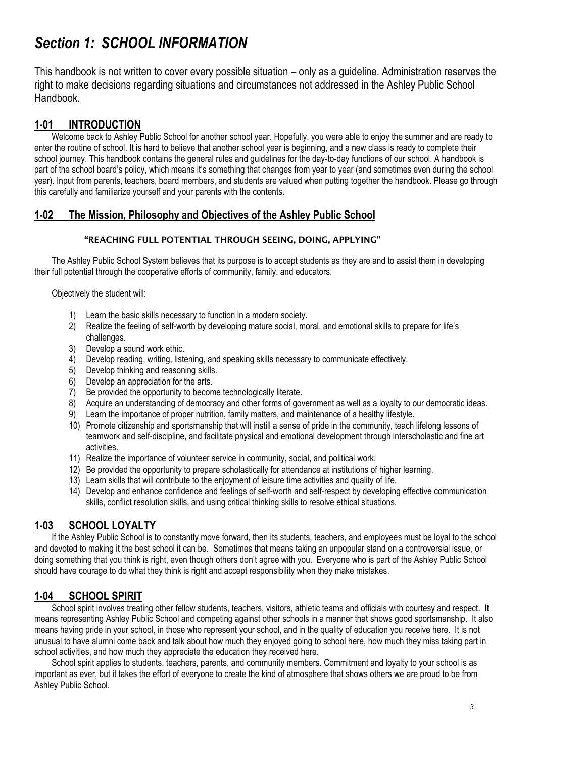# *Section 1: SCHOOL INFORMATION*

This handbook is not written to cover every possible situation – only as a guideline. Administration reserves the right to make decisions regarding situations and circumstances not addressed in the Ashley Public School Handbook.

## 1-01 INTRODUCTION

Welcome back to Ashley Public School for another school year. Hopefully, you were able to enjoy the summer and are ready to enter the routine of school. It is hard to believe that another school year is beginning, and a new class is ready to complete their school journey. This handbook contains the general rules and guidelines for the day-to-day functions of our school. A handbook is part of the school board's policy, which means it's something that changes from year to year (and sometimes even during the school year). Input from parents, teachers, board members, and students are valued when putting together the handbook. Please go through this carefully and familiarize yourself and your parents with the contents.

## 1-02 The Mission, Philosophy and Objectives of the Ashley Public School

**"REACHING FULL POTENTIAL THROUGH SEEING, DOING, APPLYING"**

The Ashley Public School System believes that its purpose is to accept students as they are and to assist them in developing their full potential through the cooperative efforts of community, family, and educators.

Objectively the student will:

1) Learn the basic skills necessary to function in a modern society.
2) Realize the feeling of self-worth by developing mature social, moral, and emotional skills to prepare for life's challenges.
3) Develop a sound work ethic.
4) Develop reading, writing, listening, and speaking skills necessary to communicate effectively.
5) Develop thinking and reasoning skills.
6) Develop an appreciation for the arts.
7) Be provided the opportunity to become technologically literate.
8) Acquire an understanding of democracy and other forms of government as well as a loyalty to our democratic ideas.
9) Learn the importance of proper nutrition, family matters, and maintenance of a healthy lifestyle.
10) Promote citizenship and sportsmanship that will instill a sense of pride in the community, teach lifelong lessons of teamwork and self-discipline, and facilitate physical and emotional development through interscholastic and fine art activities.
11) Realize the importance of volunteer service in community, social, and political work.
12) Be provided the opportunity to prepare scholastically for attendance at institutions of higher learning.
13) Learn skills that will contribute to the enjoyment of leisure time activities and quality of life.
14) Develop and enhance confidence and feelings of self-worth and self-respect by developing effective communication skills, conflict resolution skills, and using critical thinking skills to resolve ethical situations.

## 1-03 SCHOOL LOYALTY

If the Ashley Public School is to constantly move forward, then its students, teachers, and employees must be loyal to the school and devoted to making it the best school it can be. Sometimes that means taking an unpopular stand on a controversial issue, or doing something that you think is right, even though others don't agree with you. Everyone who is part of the Ashley Public School should have courage to do what they think is right and accept responsibility when they make mistakes.

## 1-04 SCHOOL SPIRIT

School spirit involves treating other fellow students, teachers, visitors, athletic teams and officials with courtesy and respect. It means representing Ashley Public School and competing against other schools in a manner that shows good sportsmanship. It also means having pride in your school, in those who represent your school, and in the quality of education you receive here. It is not unusual to have alumni come back and talk about how much they enjoyed going to school here, how much they miss taking part in school activities, and how much they appreciate the education they received here.

School spirit applies to students, teachers, parents, and community members. Commitment and loyalty to your school is as important as ever, but it takes the effort of everyone to create the kind of atmosphere that shows others we are proud to be from Ashley Public School.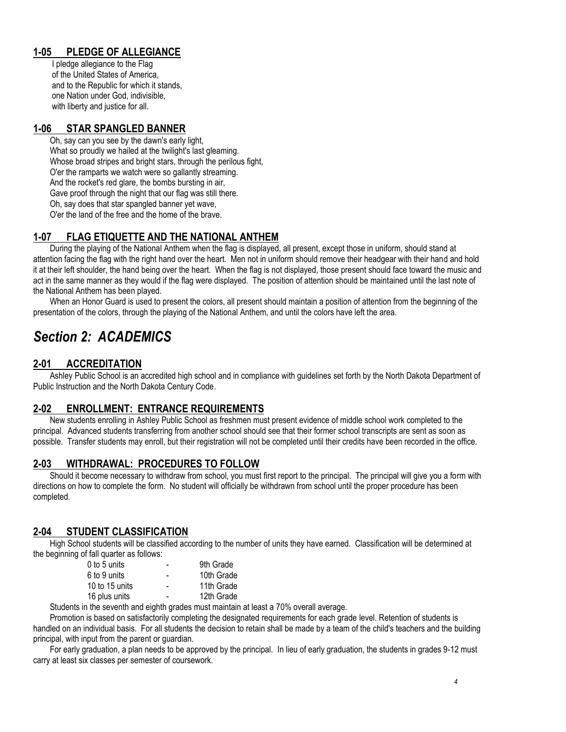### 1-05 PLEDGE OF ALLEGIANCE

I pledge allegiance to the Flag
of the United States of America,
and to the Republic for which it stands,
one Nation under God, indivisible,
with liberty and justice for all.

### 1-06 STAR SPANGLED BANNER

Oh, say can you see by the dawn's early light,
What so proudly we hailed at the twilight's last gleaming.
Whose broad stripes and bright stars, through the perilous fight,
O'er the ramparts we watch were so gallantly streaming.
And the rocket's red glare, the bombs bursting in air,
Gave proof through the night that our flag was still there.
Oh, say does that star spangled banner yet wave,
O'er the land of the free and the home of the brave.

### 1-07 FLAG ETIQUETTE AND THE NATIONAL ANTHEM

During the playing of the National Anthem when the flag is displayed, all present, except those in uniform, should stand at attention facing the flag with the right hand over the heart. Men not in uniform should remove their headgear with their hand and hold it at their left shoulder, the hand being over the heart. When the flag is not displayed, those present should face toward the music and act in the same manner as they would if the flag were displayed. The position of attention should be maintained until the last note of the National Anthem has been played.

When an Honor Guard is used to present the colors, all present should maintain a position of attention from the beginning of the presentation of the colors, through the playing of the National Anthem, and until the colors have left the area.

## *Section 2: ACADEMICS*

### 2-01 ACCREDITATION

Ashley Public School is an accredited high school and in compliance with guidelines set forth by the North Dakota Department of Public Instruction and the North Dakota Century Code.

### 2-02 ENROLLMENT: ENTRANCE REQUIREMENTS

New students enrolling in Ashley Public School as freshmen must present evidence of middle school work completed to the principal. Advanced students transferring from another school should see that their former school transcripts are sent as soon as possible. Transfer students may enroll, but their registration will not be completed until their credits have been recorded in the office.

### 2-03 WITHDRAWAL: PROCEDURES TO FOLLOW

Should it become necessary to withdraw from school, you must first report to the principal. The principal will give you a form with directions on how to complete the form. No student will officially be withdrawn from school until the proper procedure has been completed.

### 2-04 STUDENT CLASSIFICATION

High School students will be classified according to the number of units they have earned. Classification will be determined at the beginning of fall quarter as follows:

| | | |
|---|---|---|
| 0 to 5 units | - | 9th Grade |
| 6 to 9 units | - | 10th Grade |
| 10 to 15 units | - | 11th Grade |
| 16 plus units | - | 12th Grade |

Students in the seventh and eighth grades must maintain at least a 70% overall average.

Promotion is based on satisfactorily completing the designated requirements for each grade level. Retention of students is handled on an individual basis. For all students the decision to retain shall be made by a team of the child's teachers and the building principal, with input from the parent or guardian.

For early graduation, a plan needs to be approved by the principal. In lieu of early graduation, the students in grades 9-12 must carry at least six classes per semester of coursework.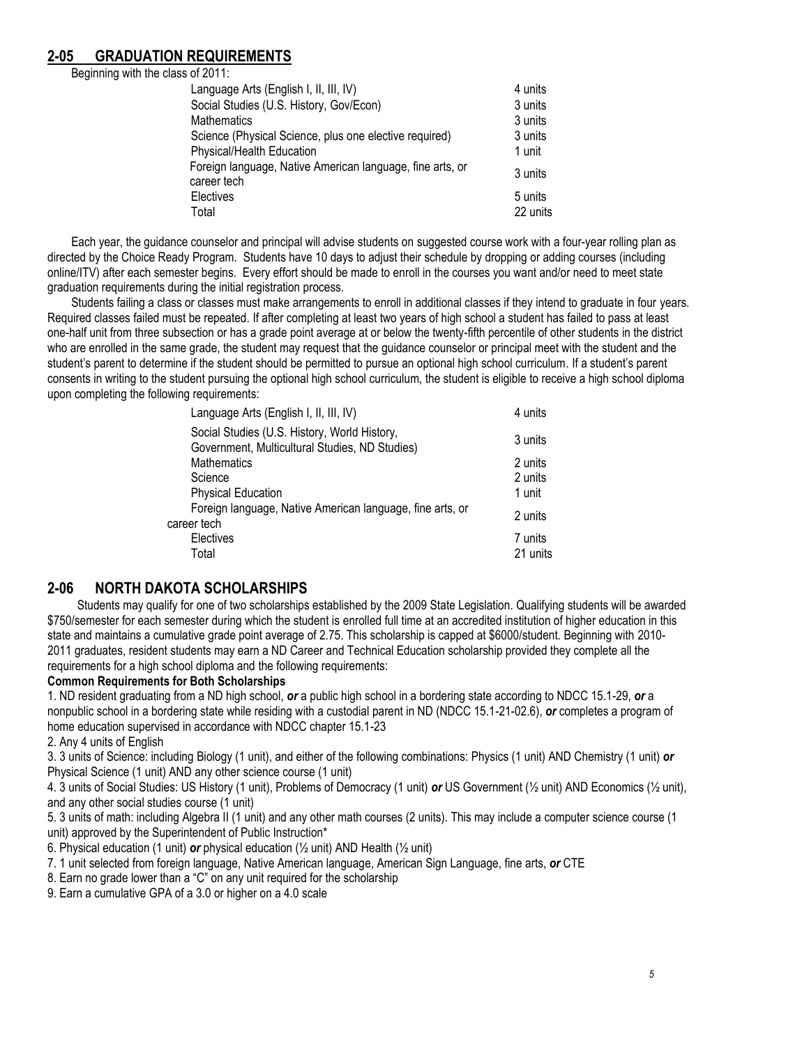## 2-05 GRADUATION REQUIREMENTS

Beginning with the class of 2011:

| Subject | Units |
|---|---|
| Language Arts (English I, II, III, IV) | 4 units |
| Social Studies (U.S. History, Gov/Econ) | 3 units |
| Mathematics | 3 units |
| Science (Physical Science, plus one elective required) | 3 units |
| Physical/Health Education | 1 unit |
| Foreign language, Native American language, fine arts, or career tech | 3 units |
| Electives | 5 units |
| Total | 22 units |

Each year, the guidance counselor and principal will advise students on suggested course work with a four-year rolling plan as directed by the Choice Ready Program. Students have 10 days to adjust their schedule by dropping or adding courses (including online/ITV) after each semester begins. Every effort should be made to enroll in the courses you want and/or need to meet state graduation requirements during the initial registration process.

Students failing a class or classes must make arrangements to enroll in additional classes if they intend to graduate in four years. Required classes failed must be repeated. If after completing at least two years of high school a student has failed to pass at least one-half unit from three subsection or has a grade point average at or below the twenty-fifth percentile of other students in the district who are enrolled in the same grade, the student may request that the guidance counselor or principal meet with the student and the student's parent to determine if the student should be permitted to pursue an optional high school curriculum. If a student's parent consents in writing to the student pursuing the optional high school curriculum, the student is eligible to receive a high school diploma upon completing the following requirements:

| Subject | Units |
|---|---|
| Language Arts (English I, II, III, IV) | 4 units |
| Social Studies (U.S. History, World History, Government, Multicultural Studies, ND Studies) | 3 units |
| Mathematics | 2 units |
| Science | 2 units |
| Physical Education | 1 unit |
| Foreign language, Native American language, fine arts, or career tech | 2 units |
| Electives | 7 units |
| Total | 21 units |

## 2-06 NORTH DAKOTA SCHOLARSHIPS

Students may qualify for one of two scholarships established by the 2009 State Legislation. Qualifying students will be awarded $750/semester for each semester during which the student is enrolled full time at an accredited institution of higher education in this state and maintains a cumulative grade point average of 2.75. This scholarship is capped at $6000/student. Beginning with 2010-2011 graduates, resident students may earn a ND Career and Technical Education scholarship provided they complete all the requirements for a high school diploma and the following requirements:

**Common Requirements for Both Scholarships**

1. ND resident graduating from a ND high school, ***or*** a public high school in a bordering state according to NDCC 15.1-29, ***or*** a nonpublic school in a bordering state while residing with a custodial parent in ND (NDCC 15.1-21-02.6), ***or*** completes a program of home education supervised in accordance with NDCC chapter 15.1-23
2. Any 4 units of English
3. 3 units of Science: including Biology (1 unit), and either of the following combinations: Physics (1 unit) AND Chemistry (1 unit) ***or*** Physical Science (1 unit) AND any other science course (1 unit)
4. 3 units of Social Studies: US History (1 unit), Problems of Democracy (1 unit) ***or*** US Government (½ unit) AND Economics (½ unit), and any other social studies course (1 unit)
5. 3 units of math: including Algebra II (1 unit) and any other math courses (2 units). This may include a computer science course (1 unit) approved by the Superintendent of Public Instruction*
6. Physical education (1 unit) ***or*** physical education (½ unit) AND Health (½ unit)
7. 1 unit selected from foreign language, Native American language, American Sign Language, fine arts, ***or*** CTE
8. Earn no grade lower than a "C" on any unit required for the scholarship
9. Earn a cumulative GPA of a 3.0 or higher on a 4.0 scale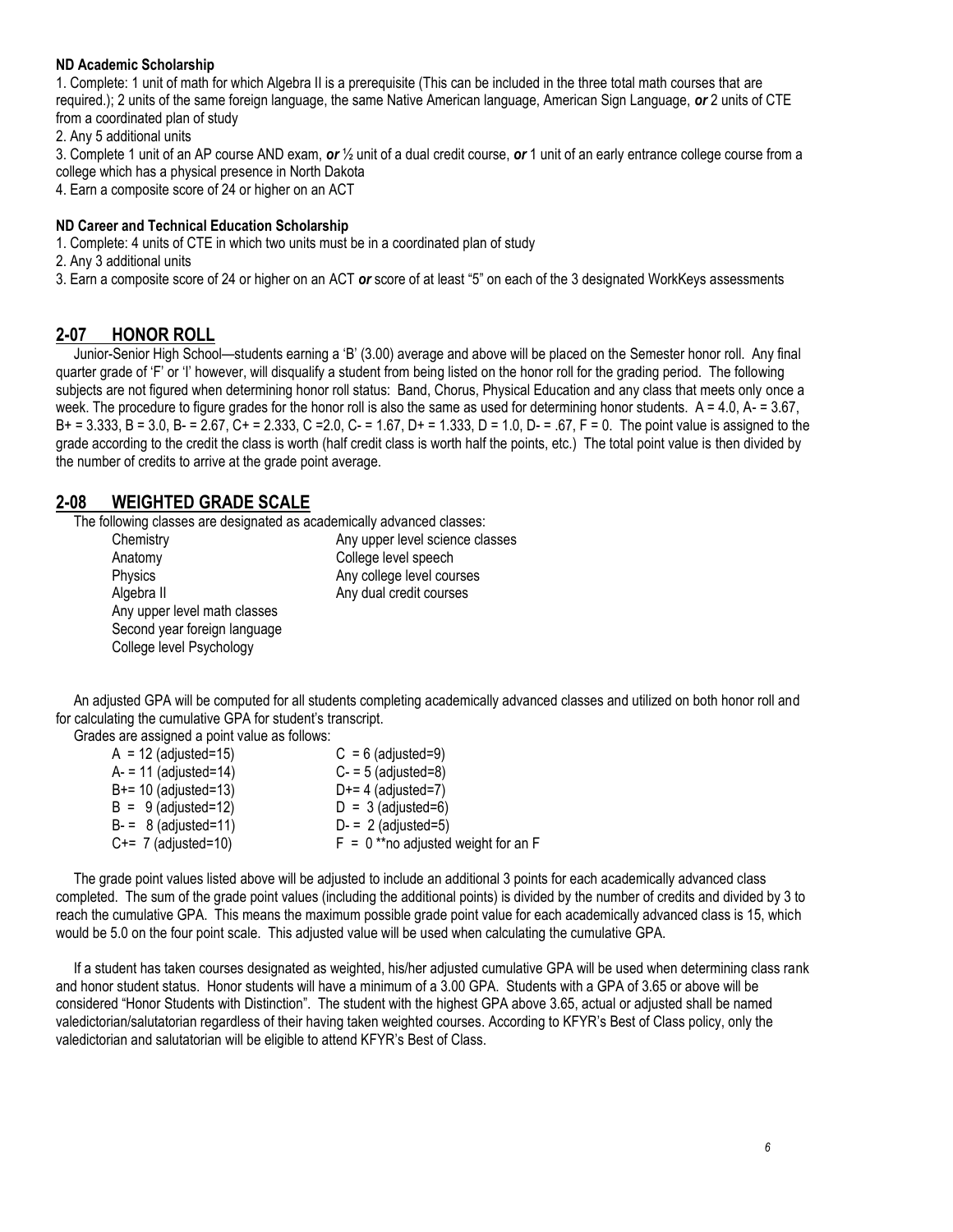**ND Academic Scholarship**

1. Complete: 1 unit of math for which Algebra II is a prerequisite (This can be included in the three total math courses that are required.); 2 units of the same foreign language, the same Native American language, American Sign Language, ***or*** 2 units of CTE from a coordinated plan of study
2. Any 5 additional units
3. Complete 1 unit of an AP course AND exam, ***or*** ½ unit of a dual credit course, ***or*** 1 unit of an early entrance college course from a college which has a physical presence in North Dakota
4. Earn a composite score of 24 or higher on an ACT

**ND Career and Technical Education Scholarship**

1. Complete: 4 units of CTE in which two units must be in a coordinated plan of study
2. Any 3 additional units
3. Earn a composite score of 24 or higher on an ACT ***or*** score of at least "5" on each of the 3 designated WorkKeys assessments

## 2-07 HONOR ROLL

Junior-Senior High School—students earning a 'B' (3.00) average and above will be placed on the Semester honor roll. Any final quarter grade of 'F' or 'I' however, will disqualify a student from being listed on the honor roll for the grading period. The following subjects are not figured when determining honor roll status: Band, Chorus, Physical Education and any class that meets only once a week. The procedure to figure grades for the honor roll is also the same as used for determining honor students. A = 4.0, A- = 3.67, B+ = 3.333, B = 3.0, B- = 2.67, C+ = 2.333, C =2.0, C- = 1.67, D+ = 1.333, D = 1.0, D- = .67, F = 0. The point value is assigned to the grade according to the credit the class is worth (half credit class is worth half the points, etc.) The total point value is then divided by the number of credits to arrive at the grade point average.

## 2-08 WEIGHTED GRADE SCALE

The following classes are designated as academically advanced classes:

- Chemistry
- Anatomy
- Physics
- Algebra II
- Any upper level math classes
- Second year foreign language
- College level Psychology
- Any upper level science classes
- College level speech
- Any college level courses
- Any dual credit courses

An adjusted GPA will be computed for all students completing academically advanced classes and utilized on both honor roll and for calculating the cumulative GPA for student's transcript.

Grades are assigned a point value as follows:

| | |
|---|---|
| A = 12 (adjusted=15) | C = 6 (adjusted=9) |
| A- = 11 (adjusted=14) | C- = 5 (adjusted=8) |
| B+= 10 (adjusted=13) | D+= 4 (adjusted=7) |
| B = 9 (adjusted=12) | D = 3 (adjusted=6) |
| B- = 8 (adjusted=11) | D- = 2 (adjusted=5) |
| C+= 7 (adjusted=10) | F = 0 **no adjusted weight for an F |

The grade point values listed above will be adjusted to include an additional 3 points for each academically advanced class completed. The sum of the grade point values (including the additional points) is divided by the number of credits and divided by 3 to reach the cumulative GPA. This means the maximum possible grade point value for each academically advanced class is 15, which would be 5.0 on the four point scale. This adjusted value will be used when calculating the cumulative GPA.

If a student has taken courses designated as weighted, his/her adjusted cumulative GPA will be used when determining class rank and honor student status. Honor students will have a minimum of a 3.00 GPA. Students with a GPA of 3.65 or above will be considered "Honor Students with Distinction". The student with the highest GPA above 3.65, actual or adjusted shall be named valedictorian/salutatorian regardless of their having taken weighted courses. According to KFYR's Best of Class policy, only the valedictorian and salutatorian will be eligible to attend KFYR's Best of Class.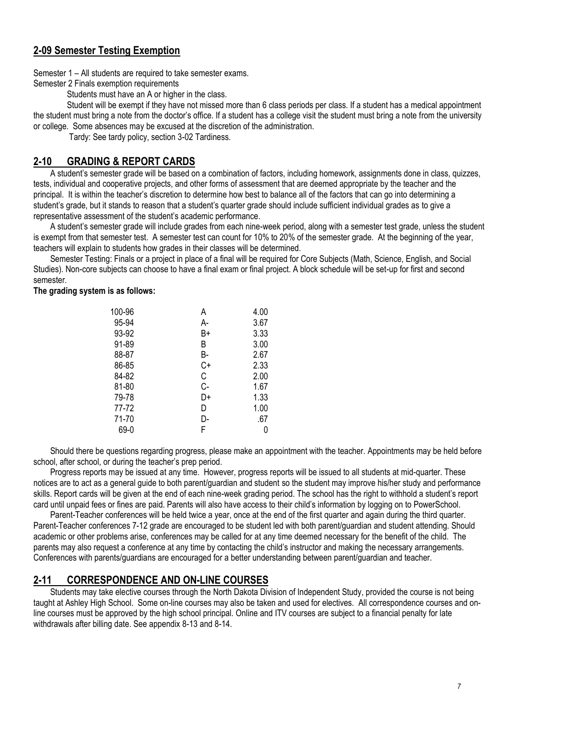## 2-09 Semester Testing Exemption

Semester 1 – All students are required to take semester exams.

Semester 2 Finals exemption requirements

Students must have an A or higher in the class.

Student will be exempt if they have not missed more than 6 class periods per class. If a student has a medical appointment the student must bring a note from the doctor's office. If a student has a college visit the student must bring a note from the university or college. Some absences may be excused at the discretion of the administration.

Tardy: See tardy policy, section 3-02 Tardiness.

## 2-10 GRADING & REPORT CARDS

A student's semester grade will be based on a combination of factors, including homework, assignments done in class, quizzes, tests, individual and cooperative projects, and other forms of assessment that are deemed appropriate by the teacher and the principal. It is within the teacher's discretion to determine how best to balance all of the factors that can go into determining a student's grade, but it stands to reason that a student's quarter grade should include sufficient individual grades as to give a representative assessment of the student's academic performance.

A student's semester grade will include grades from each nine-week period, along with a semester test grade, unless the student is exempt from that semester test. A semester test can count for 10% to 20% of the semester grade. At the beginning of the year, teachers will explain to students how grades in their classes will be determined.

Semester Testing: Finals or a project in place of a final will be required for Core Subjects (Math, Science, English, and Social Studies). Non-core subjects can choose to have a final exam or final project. A block schedule will be set-up for first and second semester.

**The grading system is as follows:**

| | | |
|---|---|---|
| 100-96 | A | 4.00 |
| 95-94 | A- | 3.67 |
| 93-92 | B+ | 3.33 |
| 91-89 | B | 3.00 |
| 88-87 | B- | 2.67 |
| 86-85 | C+ | 2.33 |
| 84-82 | C | 2.00 |
| 81-80 | C- | 1.67 |
| 79-78 | D+ | 1.33 |
| 77-72 | D | 1.00 |
| 71-70 | D- | .67 |
| 69-0 | F | 0 |

Should there be questions regarding progress, please make an appointment with the teacher. Appointments may be held before school, after school, or during the teacher's prep period.

Progress reports may be issued at any time. However, progress reports will be issued to all students at mid-quarter. These notices are to act as a general guide to both parent/guardian and student so the student may improve his/her study and performance skills. Report cards will be given at the end of each nine-week grading period. The school has the right to withhold a student's report card until unpaid fees or fines are paid. Parents will also have access to their child's information by logging on to PowerSchool.

Parent-Teacher conferences will be held twice a year, once at the end of the first quarter and again during the third quarter. Parent-Teacher conferences 7-12 grade are encouraged to be student led with both parent/guardian and student attending. Should academic or other problems arise, conferences may be called for at any time deemed necessary for the benefit of the child. The parents may also request a conference at any time by contacting the child's instructor and making the necessary arrangements. Conferences with parents/guardians are encouraged for a better understanding between parent/guardian and teacher.

## 2-11 CORRESPONDENCE AND ON-LINE COURSES

Students may take elective courses through the North Dakota Division of Independent Study, provided the course is not being taught at Ashley High School. Some on-line courses may also be taken and used for electives. All correspondence courses and on-line courses must be approved by the high school principal. Online and ITV courses are subject to a financial penalty for late withdrawals after billing date. See appendix 8-13 and 8-14.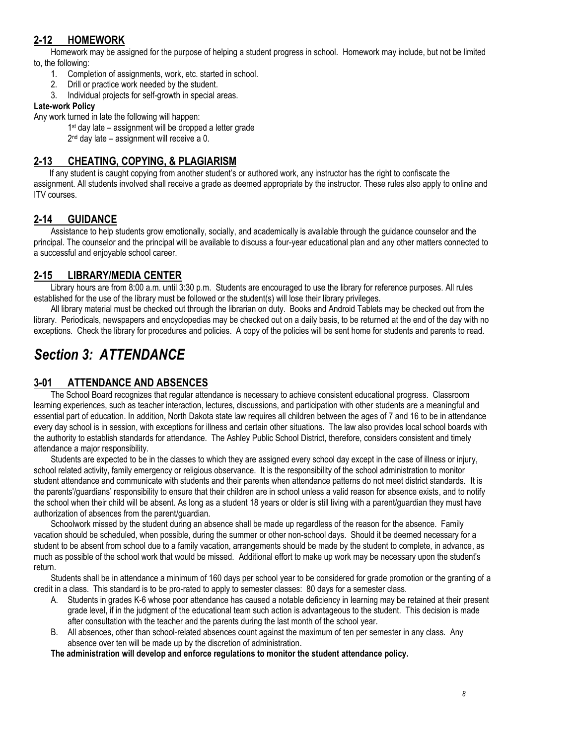## 2-12 HOMEWORK

Homework may be assigned for the purpose of helping a student progress in school. Homework may include, but not be limited to, the following:

1. Completion of assignments, work, etc. started in school.
2. Drill or practice work needed by the student.
3. Individual projects for self-growth in special areas.

**Late-work Policy**

Any work turned in late the following will happen:

1st day late – assignment will be dropped a letter grade
2nd day late – assignment will receive a 0.

## 2-13 CHEATING, COPYING, & PLAGIARISM

If any student is caught copying from another student's or authored work, any instructor has the right to confiscate the assignment. All students involved shall receive a grade as deemed appropriate by the instructor. These rules also apply to online and ITV courses.

## 2-14 GUIDANCE

Assistance to help students grow emotionally, socially, and academically is available through the guidance counselor and the principal. The counselor and the principal will be available to discuss a four-year educational plan and any other matters connected to a successful and enjoyable school career.

## 2-15 LIBRARY/MEDIA CENTER

Library hours are from 8:00 a.m. until 3:30 p.m. Students are encouraged to use the library for reference purposes. All rules established for the use of the library must be followed or the student(s) will lose their library privileges.

All library material must be checked out through the librarian on duty. Books and Android Tablets may be checked out from the library. Periodicals, newspapers and encyclopedias may be checked out on a daily basis, to be returned at the end of the day with no exceptions. Check the library for procedures and policies. A copy of the policies will be sent home for students and parents to read.

# *Section 3: ATTENDANCE*

## 3-01 ATTENDANCE AND ABSENCES

The School Board recognizes that regular attendance is necessary to achieve consistent educational progress. Classroom learning experiences, such as teacher interaction, lectures, discussions, and participation with other students are a meaningful and essential part of education. In addition, North Dakota state law requires all children between the ages of 7 and 16 to be in attendance every day school is in session, with exceptions for illness and certain other situations. The law also provides local school boards with the authority to establish standards for attendance. The Ashley Public School District, therefore, considers consistent and timely attendance a major responsibility.

Students are expected to be in the classes to which they are assigned every school day except in the case of illness or injury, school related activity, family emergency or religious observance. It is the responsibility of the school administration to monitor student attendance and communicate with students and their parents when attendance patterns do not meet district standards. It is the parents'/guardians' responsibility to ensure that their children are in school unless a valid reason for absence exists, and to notify the school when their child will be absent. As long as a student 18 years or older is still living with a parent/guardian they must have authorization of absences from the parent/guardian.

Schoolwork missed by the student during an absence shall be made up regardless of the reason for the absence. Family vacation should be scheduled, when possible, during the summer or other non-school days. Should it be deemed necessary for a student to be absent from school due to a family vacation, arrangements should be made by the student to complete, in advance, as much as possible of the school work that would be missed. Additional effort to make up work may be necessary upon the student's return.

Students shall be in attendance a minimum of 160 days per school year to be considered for grade promotion or the granting of a credit in a class. This standard is to be pro-rated to apply to semester classes: 80 days for a semester class.

A. Students in grades K-6 whose poor attendance has caused a notable deficiency in learning may be retained at their present grade level, if in the judgment of the educational team such action is advantageous to the student. This decision is made after consultation with the teacher and the parents during the last month of the school year.
B. All absences, other than school-related absences count against the maximum of ten per semester in any class. Any absence over ten will be made up by the discretion of administration.

**The administration will develop and enforce regulations to monitor the student attendance policy.**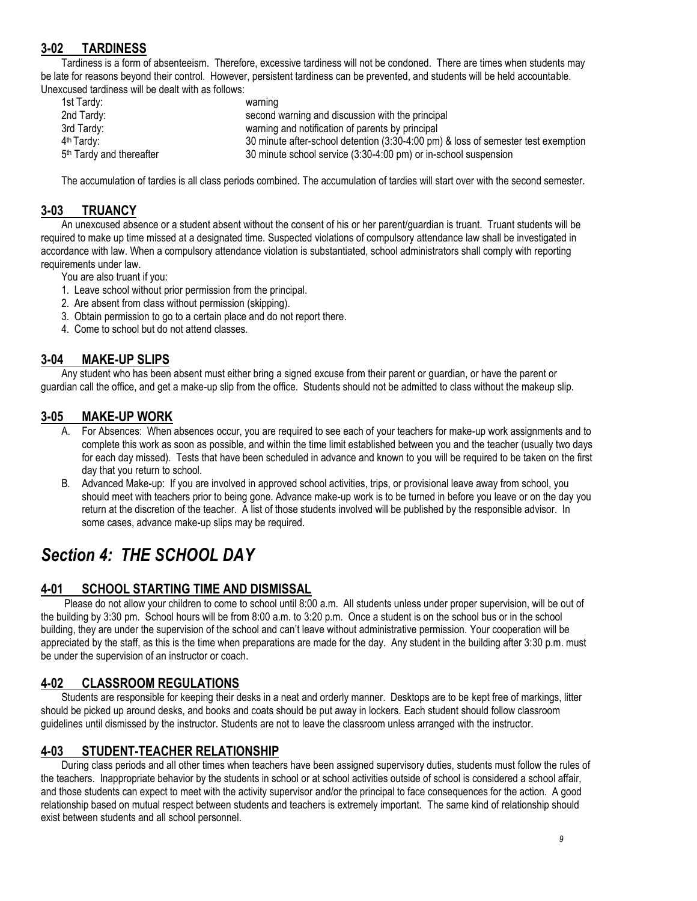## 3-02 TARDINESS

Tardiness is a form of absenteeism. Therefore, excessive tardiness will not be condoned. There are times when students may be late for reasons beyond their control. However, persistent tardiness can be prevented, and students will be held accountable. Unexcused tardiness will be dealt with as follows:

| | |
|---|---|
| 1st Tardy: | warning |
| 2nd Tardy: | second warning and discussion with the principal |
| 3rd Tardy: | warning and notification of parents by principal |
| 4th Tardy: | 30 minute after-school detention (3:30-4:00 pm) & loss of semester test exemption |
| 5th Tardy and thereafter | 30 minute school service (3:30-4:00 pm) or in-school suspension |

The accumulation of tardies is all class periods combined. The accumulation of tardies will start over with the second semester.

## 3-03 TRUANCY

An unexcused absence or a student absent without the consent of his or her parent/guardian is truant. Truant students will be required to make up time missed at a designated time. Suspected violations of compulsory attendance law shall be investigated in accordance with law. When a compulsory attendance violation is substantiated, school administrators shall comply with reporting requirements under law.

You are also truant if you:

1. Leave school without prior permission from the principal.
2. Are absent from class without permission (skipping).
3. Obtain permission to go to a certain place and do not report there.
4. Come to school but do not attend classes.

## 3-04 MAKE-UP SLIPS

Any student who has been absent must either bring a signed excuse from their parent or guardian, or have the parent or guardian call the office, and get a make-up slip from the office. Students should not be admitted to class without the makeup slip.

## 3-05 MAKE-UP WORK

A. For Absences: When absences occur, you are required to see each of your teachers for make-up work assignments and to complete this work as soon as possible, and within the time limit established between you and the teacher (usually two days for each day missed). Tests that have been scheduled in advance and known to you will be required to be taken on the first day that you return to school.

B. Advanced Make-up: If you are involved in approved school activities, trips, or provisional leave away from school, you should meet with teachers prior to being gone. Advance make-up work is to be turned in before you leave or on the day you return at the discretion of the teacher. A list of those students involved will be published by the responsible advisor. In some cases, advance make-up slips may be required.

# *Section 4: THE SCHOOL DAY*

## 4-01 SCHOOL STARTING TIME AND DISMISSAL

Please do not allow your children to come to school until 8:00 a.m. All students unless under proper supervision, will be out of the building by 3:30 pm. School hours will be from 8:00 a.m. to 3:20 p.m. Once a student is on the school bus or in the school building, they are under the supervision of the school and can't leave without administrative permission. Your cooperation will be appreciated by the staff, as this is the time when preparations are made for the day. Any student in the building after 3:30 p.m. must be under the supervision of an instructor or coach.

## 4-02 CLASSROOM REGULATIONS

Students are responsible for keeping their desks in a neat and orderly manner. Desktops are to be kept free of markings, litter should be picked up around desks, and books and coats should be put away in lockers. Each student should follow classroom guidelines until dismissed by the instructor. Students are not to leave the classroom unless arranged with the instructor.

## 4-03 STUDENT-TEACHER RELATIONSHIP

During class periods and all other times when teachers have been assigned supervisory duties, students must follow the rules of the teachers. Inappropriate behavior by the students in school or at school activities outside of school is considered a school affair, and those students can expect to meet with the activity supervisor and/or the principal to face consequences for the action. A good relationship based on mutual respect between students and teachers is extremely important. The same kind of relationship should exist between students and all school personnel.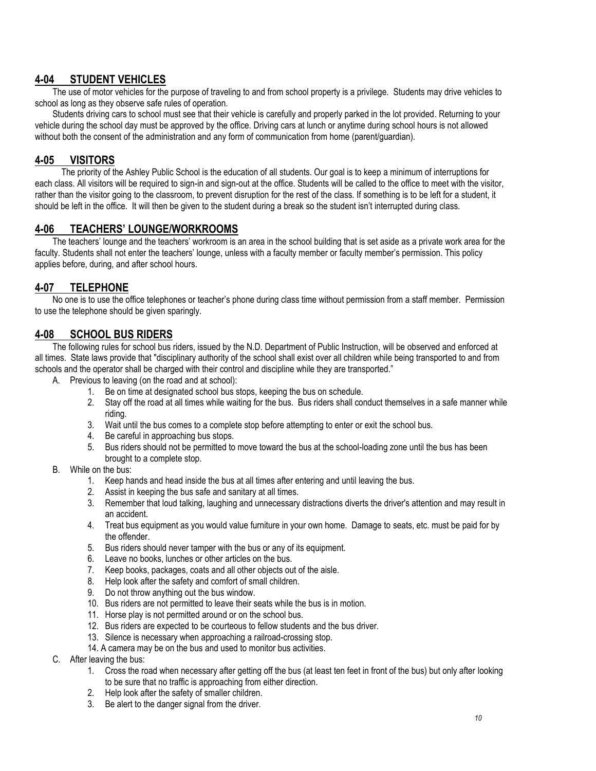## 4-04 STUDENT VEHICLES

The use of motor vehicles for the purpose of traveling to and from school property is a privilege. Students may drive vehicles to school as long as they observe safe rules of operation.

Students driving cars to school must see that their vehicle is carefully and properly parked in the lot provided. Returning to your vehicle during the school day must be approved by the office. Driving cars at lunch or anytime during school hours is not allowed without both the consent of the administration and any form of communication from home (parent/guardian).

## 4-05 VISITORS

The priority of the Ashley Public School is the education of all students. Our goal is to keep a minimum of interruptions for each class. All visitors will be required to sign-in and sign-out at the office. Students will be called to the office to meet with the visitor, rather than the visitor going to the classroom, to prevent disruption for the rest of the class. If something is to be left for a student, it should be left in the office. It will then be given to the student during a break so the student isn't interrupted during class.

## 4-06 TEACHERS' LOUNGE/WORKROOMS

The teachers' lounge and the teachers' workroom is an area in the school building that is set aside as a private work area for the faculty. Students shall not enter the teachers' lounge, unless with a faculty member or faculty member's permission. This policy applies before, during, and after school hours.

## 4-07 TELEPHONE

No one is to use the office telephones or teacher's phone during class time without permission from a staff member. Permission to use the telephone should be given sparingly.

## 4-08 SCHOOL BUS RIDERS

The following rules for school bus riders, issued by the N.D. Department of Public Instruction, will be observed and enforced at all times. State laws provide that "disciplinary authority of the school shall exist over all children while being transported to and from schools and the operator shall be charged with their control and discipline while they are transported."

A. Previous to leaving (on the road and at school):
    1. Be on time at designated school bus stops, keeping the bus on schedule.
    2. Stay off the road at all times while waiting for the bus. Bus riders shall conduct themselves in a safe manner while riding.
    3. Wait until the bus comes to a complete stop before attempting to enter or exit the school bus.
    4. Be careful in approaching bus stops.
    5. Bus riders should not be permitted to move toward the bus at the school-loading zone until the bus has been brought to a complete stop.

B. While on the bus:
    1. Keep hands and head inside the bus at all times after entering and until leaving the bus.
    2. Assist in keeping the bus safe and sanitary at all times.
    3. Remember that loud talking, laughing and unnecessary distractions diverts the driver's attention and may result in an accident.
    4. Treat bus equipment as you would value furniture in your own home. Damage to seats, etc. must be paid for by the offender.
    5. Bus riders should never tamper with the bus or any of its equipment.
    6. Leave no books, lunches or other articles on the bus.
    7. Keep books, packages, coats and all other objects out of the aisle.
    8. Help look after the safety and comfort of small children.
    9. Do not throw anything out the bus window.
    10. Bus riders are not permitted to leave their seats while the bus is in motion.
    11. Horse play is not permitted around or on the school bus.
    12. Bus riders are expected to be courteous to fellow students and the bus driver.
    13. Silence is necessary when approaching a railroad-crossing stop.
    14. A camera may be on the bus and used to monitor bus activities.

C. After leaving the bus:
    1. Cross the road when necessary after getting off the bus (at least ten feet in front of the bus) but only after looking to be sure that no traffic is approaching from either direction.
    2. Help look after the safety of smaller children.
    3. Be alert to the danger signal from the driver.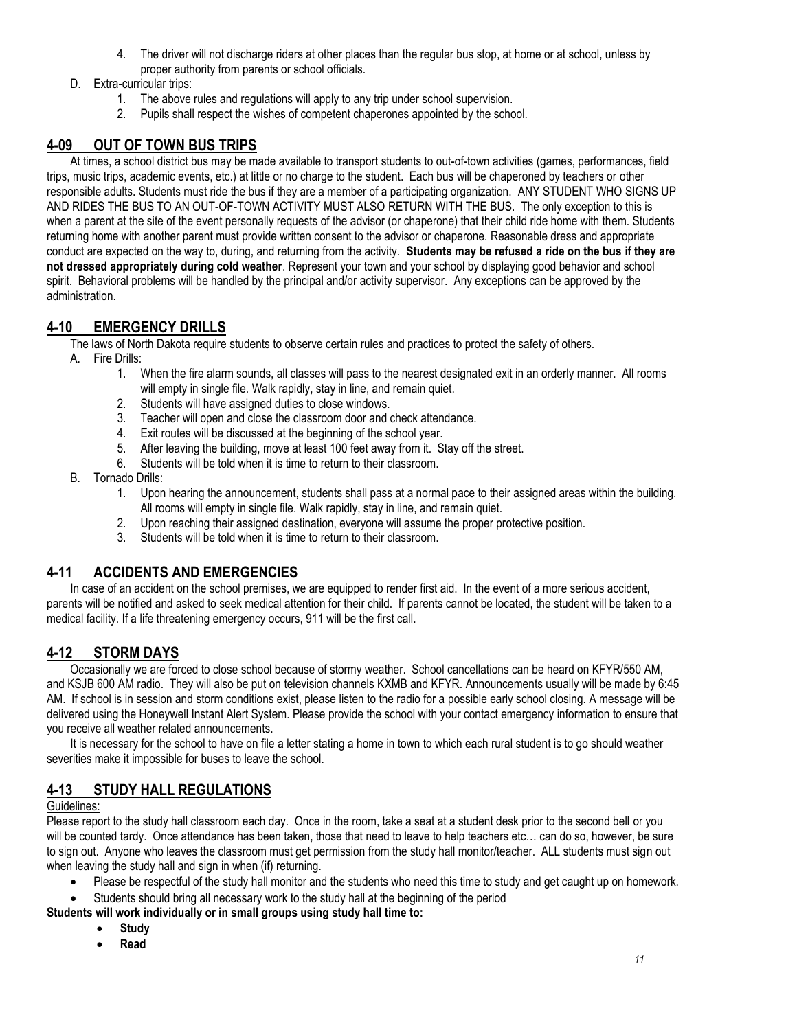4. The driver will not discharge riders at other places than the regular bus stop, at home or at school, unless by proper authority from parents or school officials.

D. Extra-curricular trips:
   1. The above rules and regulations will apply to any trip under school supervision.
   2. Pupils shall respect the wishes of competent chaperones appointed by the school.

## 4-09 OUT OF TOWN BUS TRIPS

At times, a school district bus may be made available to transport students to out-of-town activities (games, performances, field trips, music trips, academic events, etc.) at little or no charge to the student. Each bus will be chaperoned by teachers or other responsible adults. Students must ride the bus if they are a member of a participating organization. ANY STUDENT WHO SIGNS UP AND RIDES THE BUS TO AN OUT-OF-TOWN ACTIVITY MUST ALSO RETURN WITH THE BUS. The only exception to this is when a parent at the site of the event personally requests of the advisor (or chaperone) that their child ride home with them. Students returning home with another parent must provide written consent to the advisor or chaperone. Reasonable dress and appropriate conduct are expected on the way to, during, and returning from the activity. **Students may be refused a ride on the bus if they are not dressed appropriately during cold weather**. Represent your town and your school by displaying good behavior and school spirit. Behavioral problems will be handled by the principal and/or activity supervisor. Any exceptions can be approved by the administration.

## 4-10 EMERGENCY DRILLS

The laws of North Dakota require students to observe certain rules and practices to protect the safety of others.

A. Fire Drills:
   1. When the fire alarm sounds, all classes will pass to the nearest designated exit in an orderly manner. All rooms will empty in single file. Walk rapidly, stay in line, and remain quiet.
   2. Students will have assigned duties to close windows.
   3. Teacher will open and close the classroom door and check attendance.
   4. Exit routes will be discussed at the beginning of the school year.
   5. After leaving the building, move at least 100 feet away from it. Stay off the street.
   6. Students will be told when it is time to return to their classroom.

B. Tornado Drills:
   1. Upon hearing the announcement, students shall pass at a normal pace to their assigned areas within the building. All rooms will empty in single file. Walk rapidly, stay in line, and remain quiet.
   2. Upon reaching their assigned destination, everyone will assume the proper protective position.
   3. Students will be told when it is time to return to their classroom.

## 4-11 ACCIDENTS AND EMERGENCIES

In case of an accident on the school premises, we are equipped to render first aid. In the event of a more serious accident, parents will be notified and asked to seek medical attention for their child. If parents cannot be located, the student will be taken to a medical facility. If a life threatening emergency occurs, 911 will be the first call.

## 4-12 STORM DAYS

Occasionally we are forced to close school because of stormy weather. School cancellations can be heard on KFYR/550 AM, and KSJB 600 AM radio. They will also be put on television channels KXMB and KFYR. Announcements usually will be made by 6:45 AM. If school is in session and storm conditions exist, please listen to the radio for a possible early school closing. A message will be delivered using the Honeywell Instant Alert System. Please provide the school with your contact emergency information to ensure that you receive all weather related announcements.

It is necessary for the school to have on file a letter stating a home in town to which each rural student is to go should weather severities make it impossible for buses to leave the school.

## 4-13 STUDY HALL REGULATIONS

Guidelines:

Please report to the study hall classroom each day. Once in the room, take a seat at a student desk prior to the second bell or you will be counted tardy. Once attendance has been taken, those that need to leave to help teachers etc… can do so, however, be sure to sign out. Anyone who leaves the classroom must get permission from the study hall monitor/teacher. ALL students must sign out when leaving the study hall and sign in when (if) returning.

- Please be respectful of the study hall monitor and the students who need this time to study and get caught up on homework.
- Students should bring all necessary work to the study hall at the beginning of the period

**Students will work individually or in small groups using study hall time to:**

- **Study**
- **Read**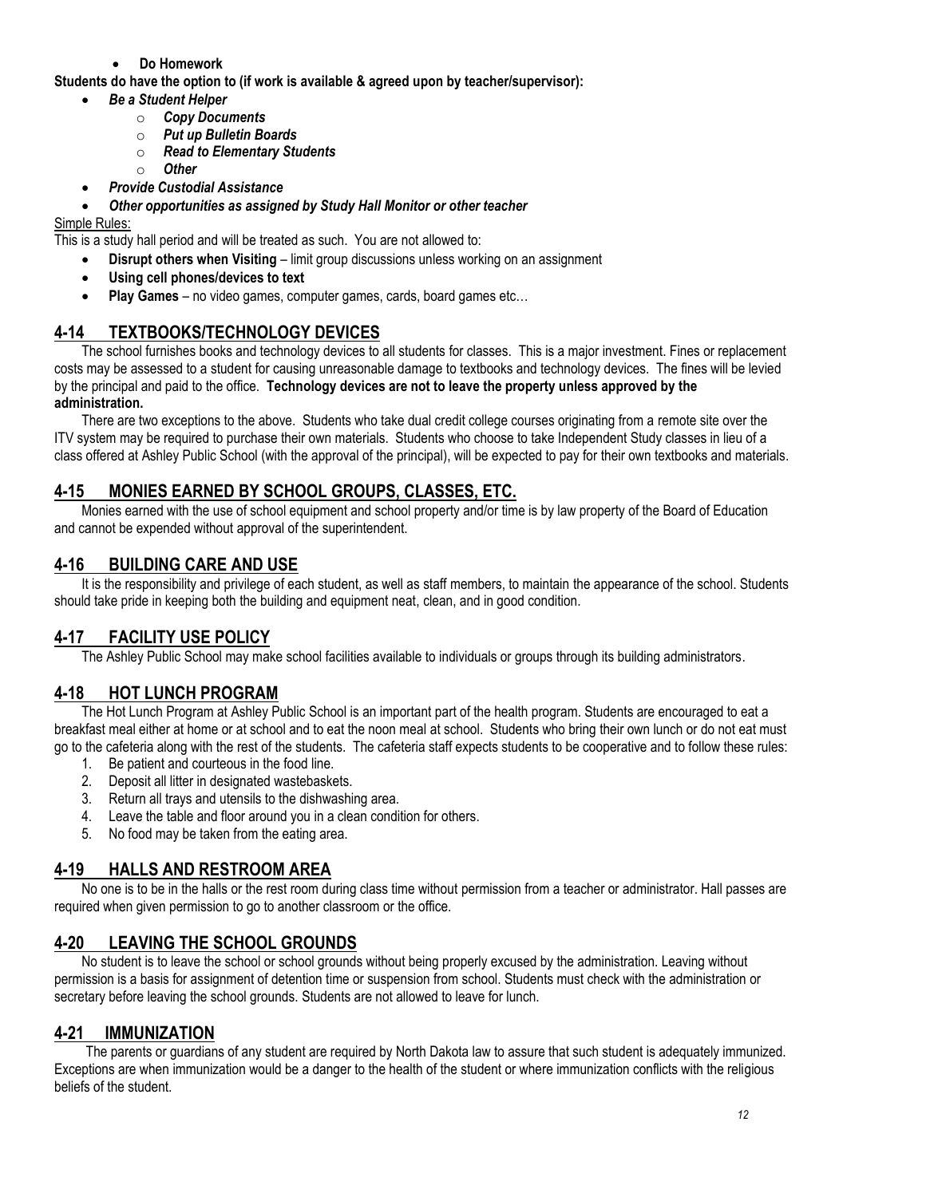- **Do Homework**

**Students do have the option to (if work is available & agreed upon by teacher/supervisor):**

- ***Be a Student Helper***
  - ***Copy Documents***
  - ***Put up Bulletin Boards***
  - ***Read to Elementary Students***
  - ***Other***
- ***Provide Custodial Assistance***
- ***Other opportunities as assigned by Study Hall Monitor or other teacher***

Simple Rules:

This is a study hall period and will be treated as such. You are not allowed to:

- **Disrupt others when Visiting** – limit group discussions unless working on an assignment
- **Using cell phones/devices to text**
- **Play Games** – no video games, computer games, cards, board games etc…

## 4-14 TEXTBOOKS/TECHNOLOGY DEVICES

The school furnishes books and technology devices to all students for classes. This is a major investment. Fines or replacement costs may be assessed to a student for causing unreasonable damage to textbooks and technology devices. The fines will be levied by the principal and paid to the office. **Technology devices are not to leave the property unless approved by the administration.**

There are two exceptions to the above. Students who take dual credit college courses originating from a remote site over the ITV system may be required to purchase their own materials. Students who choose to take Independent Study classes in lieu of a class offered at Ashley Public School (with the approval of the principal), will be expected to pay for their own textbooks and materials.

## 4-15 MONIES EARNED BY SCHOOL GROUPS, CLASSES, ETC.

Monies earned with the use of school equipment and school property and/or time is by law property of the Board of Education and cannot be expended without approval of the superintendent.

## 4-16 BUILDING CARE AND USE

It is the responsibility and privilege of each student, as well as staff members, to maintain the appearance of the school. Students should take pride in keeping both the building and equipment neat, clean, and in good condition.

## 4-17 FACILITY USE POLICY

The Ashley Public School may make school facilities available to individuals or groups through its building administrators.

## 4-18 HOT LUNCH PROGRAM

The Hot Lunch Program at Ashley Public School is an important part of the health program. Students are encouraged to eat a breakfast meal either at home or at school and to eat the noon meal at school. Students who bring their own lunch or do not eat must go to the cafeteria along with the rest of the students. The cafeteria staff expects students to be cooperative and to follow these rules:

1. Be patient and courteous in the food line.
2. Deposit all litter in designated wastebaskets.
3. Return all trays and utensils to the dishwashing area.
4. Leave the table and floor around you in a clean condition for others.
5. No food may be taken from the eating area.

## 4-19 HALLS AND RESTROOM AREA

No one is to be in the halls or the rest room during class time without permission from a teacher or administrator. Hall passes are required when given permission to go to another classroom or the office.

## 4-20 LEAVING THE SCHOOL GROUNDS

No student is to leave the school or school grounds without being properly excused by the administration. Leaving without permission is a basis for assignment of detention time or suspension from school. Students must check with the administration or secretary before leaving the school grounds. Students are not allowed to leave for lunch.

## 4-21 IMMUNIZATION

The parents or guardians of any student are required by North Dakota law to assure that such student is adequately immunized. Exceptions are when immunization would be a danger to the health of the student or where immunization conflicts with the religious beliefs of the student.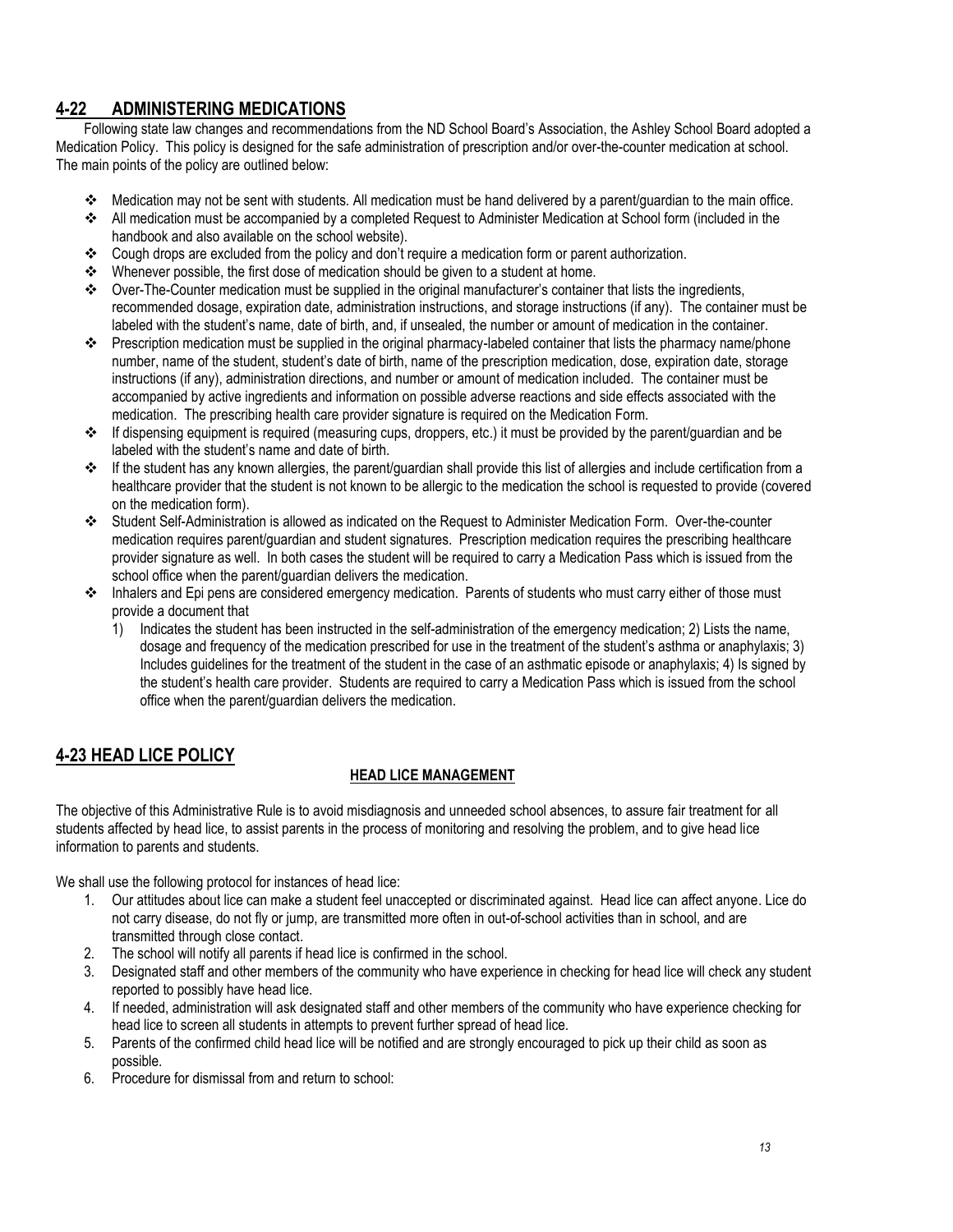## 4-22 ADMINISTERING MEDICATIONS

Following state law changes and recommendations from the ND School Board's Association, the Ashley School Board adopted a Medication Policy. This policy is designed for the safe administration of prescription and/or over-the-counter medication at school. The main points of the policy are outlined below:

- Medication may not be sent with students. All medication must be hand delivered by a parent/guardian to the main office.
- All medication must be accompanied by a completed Request to Administer Medication at School form (included in the handbook and also available on the school website).
- Cough drops are excluded from the policy and don't require a medication form or parent authorization.
- Whenever possible, the first dose of medication should be given to a student at home.
- Over-The-Counter medication must be supplied in the original manufacturer's container that lists the ingredients, recommended dosage, expiration date, administration instructions, and storage instructions (if any). The container must be labeled with the student's name, date of birth, and, if unsealed, the number or amount of medication in the container.
- Prescription medication must be supplied in the original pharmacy-labeled container that lists the pharmacy name/phone number, name of the student, student's date of birth, name of the prescription medication, dose, expiration date, storage instructions (if any), administration directions, and number or amount of medication included. The container must be accompanied by active ingredients and information on possible adverse reactions and side effects associated with the medication. The prescribing health care provider signature is required on the Medication Form.
- If dispensing equipment is required (measuring cups, droppers, etc.) it must be provided by the parent/guardian and be labeled with the student's name and date of birth.
- If the student has any known allergies, the parent/guardian shall provide this list of allergies and include certification from a healthcare provider that the student is not known to be allergic to the medication the school is requested to provide (covered on the medication form).
- Student Self-Administration is allowed as indicated on the Request to Administer Medication Form. Over-the-counter medication requires parent/guardian and student signatures. Prescription medication requires the prescribing healthcare provider signature as well. In both cases the student will be required to carry a Medication Pass which is issued from the school office when the parent/guardian delivers the medication.
- Inhalers and Epi pens are considered emergency medication. Parents of students who must carry either of those must provide a document that
  1) Indicates the student has been instructed in the self-administration of the emergency medication; 2) Lists the name, dosage and frequency of the medication prescribed for use in the treatment of the student's asthma or anaphylaxis; 3) Includes guidelines for the treatment of the student in the case of an asthmatic episode or anaphylaxis; 4) Is signed by the student's health care provider. Students are required to carry a Medication Pass which is issued from the school office when the parent/guardian delivers the medication.

## 4-23 HEAD LICE POLICY

### HEAD LICE MANAGEMENT

The objective of this Administrative Rule is to avoid misdiagnosis and unneeded school absences, to assure fair treatment for all students affected by head lice, to assist parents in the process of monitoring and resolving the problem, and to give head lice information to parents and students.

We shall use the following protocol for instances of head lice:

1. Our attitudes about lice can make a student feel unaccepted or discriminated against. Head lice can affect anyone. Lice do not carry disease, do not fly or jump, are transmitted more often in out-of-school activities than in school, and are transmitted through close contact.
2. The school will notify all parents if head lice is confirmed in the school.
3. Designated staff and other members of the community who have experience in checking for head lice will check any student reported to possibly have head lice.
4. If needed, administration will ask designated staff and other members of the community who have experience checking for head lice to screen all students in attempts to prevent further spread of head lice.
5. Parents of the confirmed child head lice will be notified and are strongly encouraged to pick up their child as soon as possible.
6. Procedure for dismissal from and return to school: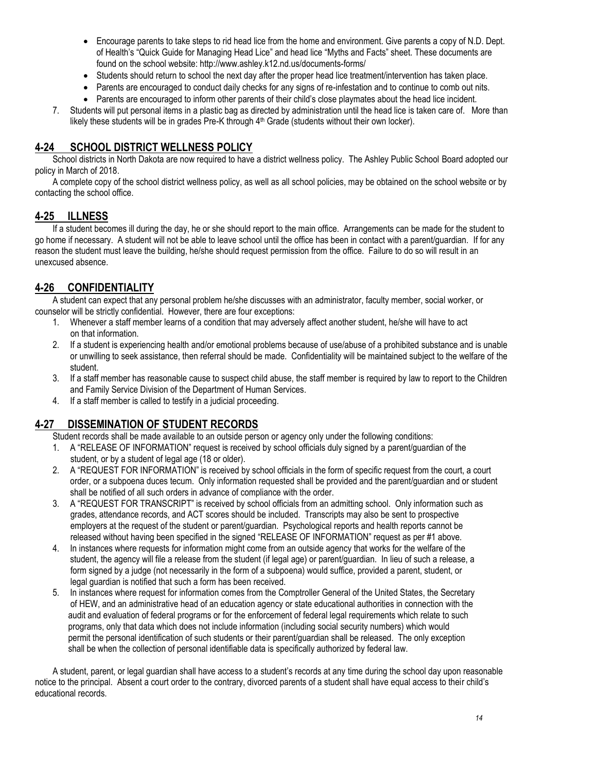- Encourage parents to take steps to rid head lice from the home and environment. Give parents a copy of N.D. Dept. of Health's "Quick Guide for Managing Head Lice" and head lice "Myths and Facts" sheet. These documents are found on the school website: http://www.ashley.k12.nd.us/documents-forms/
- Students should return to school the next day after the proper head lice treatment/intervention has taken place.
- Parents are encouraged to conduct daily checks for any signs of re-infestation and to continue to comb out nits.
- Parents are encouraged to inform other parents of their child's close playmates about the head lice incident.

7. Students will put personal items in a plastic bag as directed by administration until the head lice is taken care of. More than likely these students will be in grades Pre-K through 4th Grade (students without their own locker).

## 4-24 SCHOOL DISTRICT WELLNESS POLICY

School districts in North Dakota are now required to have a district wellness policy. The Ashley Public School Board adopted our policy in March of 2018.

A complete copy of the school district wellness policy, as well as all school policies, may be obtained on the school website or by contacting the school office.

## 4-25 ILLNESS

If a student becomes ill during the day, he or she should report to the main office. Arrangements can be made for the student to go home if necessary. A student will not be able to leave school until the office has been in contact with a parent/guardian. If for any reason the student must leave the building, he/she should request permission from the office. Failure to do so will result in an unexcused absence.

## 4-26 CONFIDENTIALITY

A student can expect that any personal problem he/she discusses with an administrator, faculty member, social worker, or counselor will be strictly confidential. However, there are four exceptions:

1. Whenever a staff member learns of a condition that may adversely affect another student, he/she will have to act on that information.
2. If a student is experiencing health and/or emotional problems because of use/abuse of a prohibited substance and is unable or unwilling to seek assistance, then referral should be made. Confidentiality will be maintained subject to the welfare of the student.
3. If a staff member has reasonable cause to suspect child abuse, the staff member is required by law to report to the Children and Family Service Division of the Department of Human Services.
4. If a staff member is called to testify in a judicial proceeding.

## 4-27 DISSEMINATION OF STUDENT RECORDS

Student records shall be made available to an outside person or agency only under the following conditions:

1. A "RELEASE OF INFORMATION" request is received by school officials duly signed by a parent/guardian of the student, or by a student of legal age (18 or older).
2. A "REQUEST FOR INFORMATION" is received by school officials in the form of specific request from the court, a court order, or a subpoena duces tecum. Only information requested shall be provided and the parent/guardian and or student shall be notified of all such orders in advance of compliance with the order.
3. A "REQUEST FOR TRANSCRIPT" is received by school officials from an admitting school. Only information such as grades, attendance records, and ACT scores should be included. Transcripts may also be sent to prospective employers at the request of the student or parent/guardian. Psychological reports and health reports cannot be released without having been specified in the signed "RELEASE OF INFORMATION" request as per #1 above.
4. In instances where requests for information might come from an outside agency that works for the welfare of the student, the agency will file a release from the student (if legal age) or parent/guardian. In lieu of such a release, a form signed by a judge (not necessarily in the form of a subpoena) would suffice, provided a parent, student, or legal guardian is notified that such a form has been received.
5. In instances where request for information comes from the Comptroller General of the United States, the Secretary of HEW, and an administrative head of an education agency or state educational authorities in connection with the audit and evaluation of federal programs or for the enforcement of federal legal requirements which relate to such programs, only that data which does not include information (including social security numbers) which would permit the personal identification of such students or their parent/guardian shall be released. The only exception shall be when the collection of personal identifiable data is specifically authorized by federal law.

A student, parent, or legal guardian shall have access to a student's records at any time during the school day upon reasonable notice to the principal. Absent a court order to the contrary, divorced parents of a student shall have equal access to their child's educational records.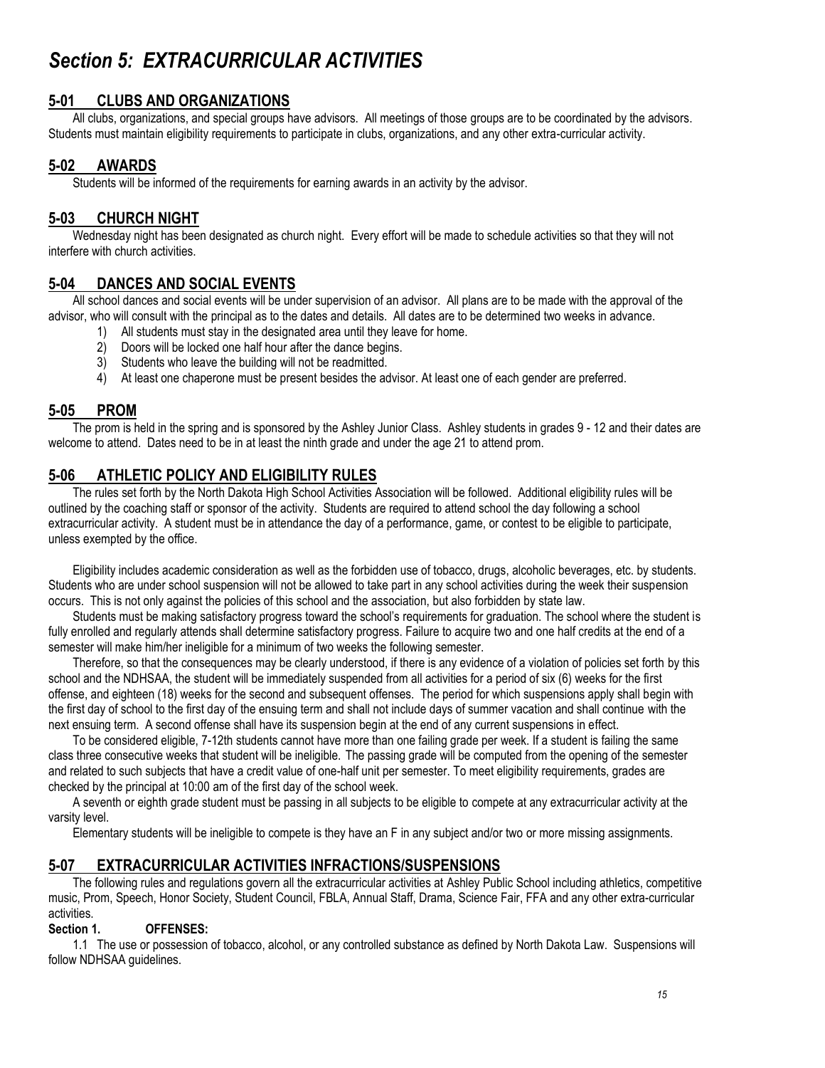# *Section 5: EXTRACURRICULAR ACTIVITIES*

## 5-01 CLUBS AND ORGANIZATIONS

All clubs, organizations, and special groups have advisors. All meetings of those groups are to be coordinated by the advisors. Students must maintain eligibility requirements to participate in clubs, organizations, and any other extra-curricular activity.

## 5-02 AWARDS

Students will be informed of the requirements for earning awards in an activity by the advisor.

## 5-03 CHURCH NIGHT

Wednesday night has been designated as church night. Every effort will be made to schedule activities so that they will not interfere with church activities.

## 5-04 DANCES AND SOCIAL EVENTS

All school dances and social events will be under supervision of an advisor. All plans are to be made with the approval of the advisor, who will consult with the principal as to the dates and details. All dates are to be determined two weeks in advance.

1) All students must stay in the designated area until they leave for home.
2) Doors will be locked one half hour after the dance begins.
3) Students who leave the building will not be readmitted.
4) At least one chaperone must be present besides the advisor. At least one of each gender are preferred.

## 5-05 PROM

The prom is held in the spring and is sponsored by the Ashley Junior Class. Ashley students in grades 9 - 12 and their dates are welcome to attend. Dates need to be in at least the ninth grade and under the age 21 to attend prom.

## 5-06 ATHLETIC POLICY AND ELIGIBILITY RULES

The rules set forth by the North Dakota High School Activities Association will be followed. Additional eligibility rules will be outlined by the coaching staff or sponsor of the activity. Students are required to attend school the day following a school extracurricular activity. A student must be in attendance the day of a performance, game, or contest to be eligible to participate, unless exempted by the office.

Eligibility includes academic consideration as well as the forbidden use of tobacco, drugs, alcoholic beverages, etc. by students. Students who are under school suspension will not be allowed to take part in any school activities during the week their suspension occurs. This is not only against the policies of this school and the association, but also forbidden by state law.

Students must be making satisfactory progress toward the school's requirements for graduation. The school where the student is fully enrolled and regularly attends shall determine satisfactory progress. Failure to acquire two and one half credits at the end of a semester will make him/her ineligible for a minimum of two weeks the following semester.

Therefore, so that the consequences may be clearly understood, if there is any evidence of a violation of policies set forth by this school and the NDHSAA, the student will be immediately suspended from all activities for a period of six (6) weeks for the first offense, and eighteen (18) weeks for the second and subsequent offenses. The period for which suspensions apply shall begin with the first day of school to the first day of the ensuing term and shall not include days of summer vacation and shall continue with the next ensuing term. A second offense shall have its suspension begin at the end of any current suspensions in effect.

To be considered eligible, 7-12th students cannot have more than one failing grade per week. If a student is failing the same class three consecutive weeks that student will be ineligible. The passing grade will be computed from the opening of the semester and related to such subjects that have a credit value of one-half unit per semester. To meet eligibility requirements, grades are checked by the principal at 10:00 am of the first day of the school week.

A seventh or eighth grade student must be passing in all subjects to be eligible to compete at any extracurricular activity at the varsity level.

Elementary students will be ineligible to compete is they have an F in any subject and/or two or more missing assignments.

## 5-07 EXTRACURRICULAR ACTIVITIES INFRACTIONS/SUSPENSIONS

The following rules and regulations govern all the extracurricular activities at Ashley Public School including athletics, competitive music, Prom, Speech, Honor Society, Student Council, FBLA, Annual Staff, Drama, Science Fair, FFA and any other extra-curricular activities.

**Section 1. OFFENSES:**

1.1 The use or possession of tobacco, alcohol, or any controlled substance as defined by North Dakota Law. Suspensions will follow NDHSAA guidelines.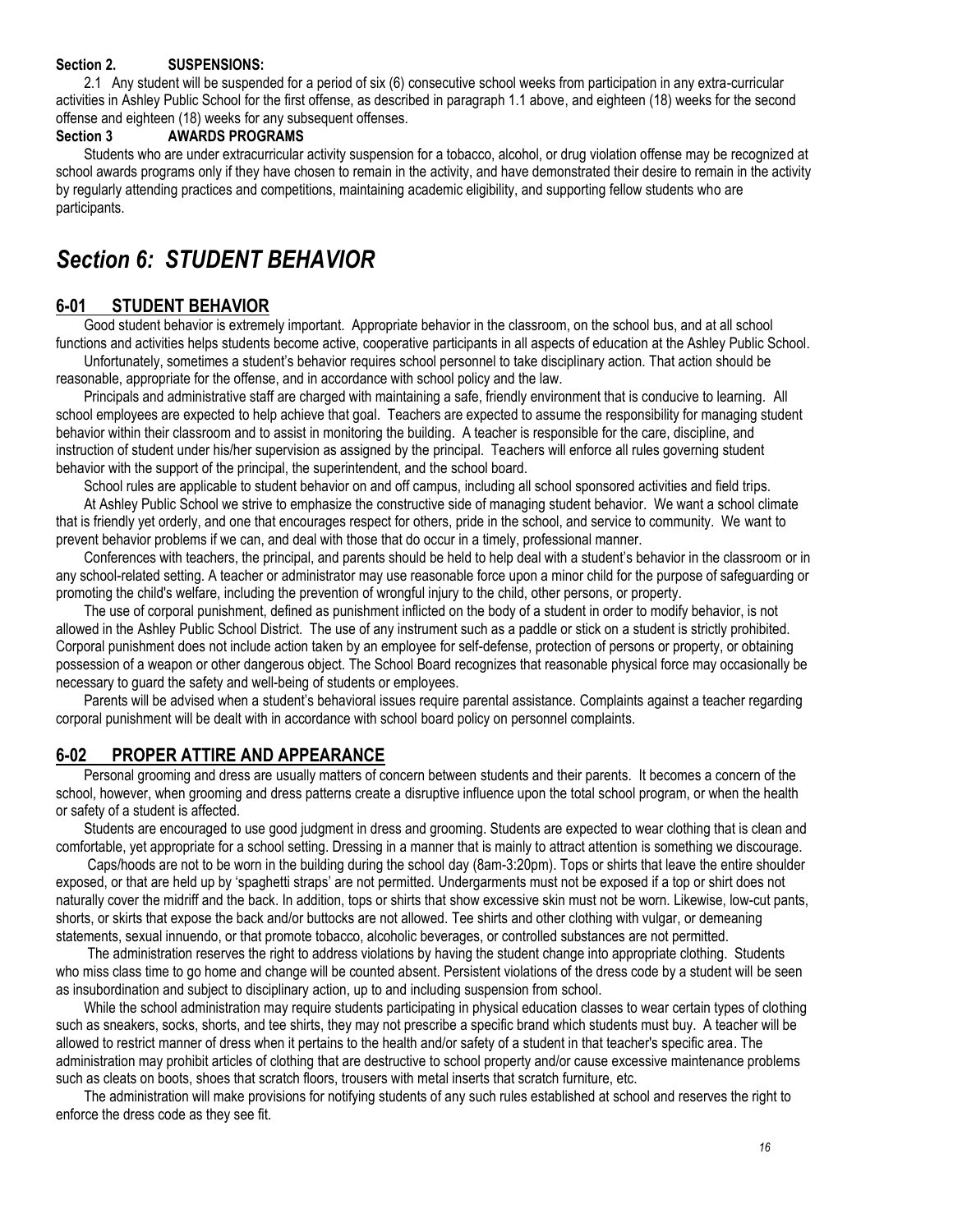**Section 2. SUSPENSIONS:**

2.1 Any student will be suspended for a period of six (6) consecutive school weeks from participation in any extra-curricular activities in Ashley Public School for the first offense, as described in paragraph 1.1 above, and eighteen (18) weeks for the second offense and eighteen (18) weeks for any subsequent offenses.

**Section 3 AWARDS PROGRAMS**

Students who are under extracurricular activity suspension for a tobacco, alcohol, or drug violation offense may be recognized at school awards programs only if they have chosen to remain in the activity, and have demonstrated their desire to remain in the activity by regularly attending practices and competitions, maintaining academic eligibility, and supporting fellow students who are participants.

# *Section 6: STUDENT BEHAVIOR*

## 6-01 STUDENT BEHAVIOR

Good student behavior is extremely important. Appropriate behavior in the classroom, on the school bus, and at all school functions and activities helps students become active, cooperative participants in all aspects of education at the Ashley Public School.

Unfortunately, sometimes a student's behavior requires school personnel to take disciplinary action. That action should be reasonable, appropriate for the offense, and in accordance with school policy and the law.

Principals and administrative staff are charged with maintaining a safe, friendly environment that is conducive to learning. All school employees are expected to help achieve that goal. Teachers are expected to assume the responsibility for managing student behavior within their classroom and to assist in monitoring the building. A teacher is responsible for the care, discipline, and instruction of student under his/her supervision as assigned by the principal. Teachers will enforce all rules governing student behavior with the support of the principal, the superintendent, and the school board.

School rules are applicable to student behavior on and off campus, including all school sponsored activities and field trips.

At Ashley Public School we strive to emphasize the constructive side of managing student behavior. We want a school climate that is friendly yet orderly, and one that encourages respect for others, pride in the school, and service to community. We want to prevent behavior problems if we can, and deal with those that do occur in a timely, professional manner.

Conferences with teachers, the principal, and parents should be held to help deal with a student's behavior in the classroom or in any school-related setting. A teacher or administrator may use reasonable force upon a minor child for the purpose of safeguarding or promoting the child's welfare, including the prevention of wrongful injury to the child, other persons, or property.

The use of corporal punishment, defined as punishment inflicted on the body of a student in order to modify behavior, is not allowed in the Ashley Public School District. The use of any instrument such as a paddle or stick on a student is strictly prohibited. Corporal punishment does not include action taken by an employee for self-defense, protection of persons or property, or obtaining possession of a weapon or other dangerous object. The School Board recognizes that reasonable physical force may occasionally be necessary to guard the safety and well-being of students or employees.

Parents will be advised when a student's behavioral issues require parental assistance. Complaints against a teacher regarding corporal punishment will be dealt with in accordance with school board policy on personnel complaints.

## 6-02 PROPER ATTIRE AND APPEARANCE

Personal grooming and dress are usually matters of concern between students and their parents. It becomes a concern of the school, however, when grooming and dress patterns create a disruptive influence upon the total school program, or when the health or safety of a student is affected.

Students are encouraged to use good judgment in dress and grooming. Students are expected to wear clothing that is clean and comfortable, yet appropriate for a school setting. Dressing in a manner that is mainly to attract attention is something we discourage.

Caps/hoods are not to be worn in the building during the school day (8am-3:20pm). Tops or shirts that leave the entire shoulder exposed, or that are held up by 'spaghetti straps' are not permitted. Undergarments must not be exposed if a top or shirt does not naturally cover the midriff and the back. In addition, tops or shirts that show excessive skin must not be worn. Likewise, low-cut pants, shorts, or skirts that expose the back and/or buttocks are not allowed. Tee shirts and other clothing with vulgar, or demeaning statements, sexual innuendo, or that promote tobacco, alcoholic beverages, or controlled substances are not permitted.

The administration reserves the right to address violations by having the student change into appropriate clothing. Students who miss class time to go home and change will be counted absent. Persistent violations of the dress code by a student will be seen as insubordination and subject to disciplinary action, up to and including suspension from school.

While the school administration may require students participating in physical education classes to wear certain types of clothing such as sneakers, socks, shorts, and tee shirts, they may not prescribe a specific brand which students must buy. A teacher will be allowed to restrict manner of dress when it pertains to the health and/or safety of a student in that teacher's specific area. The administration may prohibit articles of clothing that are destructive to school property and/or cause excessive maintenance problems such as cleats on boots, shoes that scratch floors, trousers with metal inserts that scratch furniture, etc.

The administration will make provisions for notifying students of any such rules established at school and reserves the right to enforce the dress code as they see fit.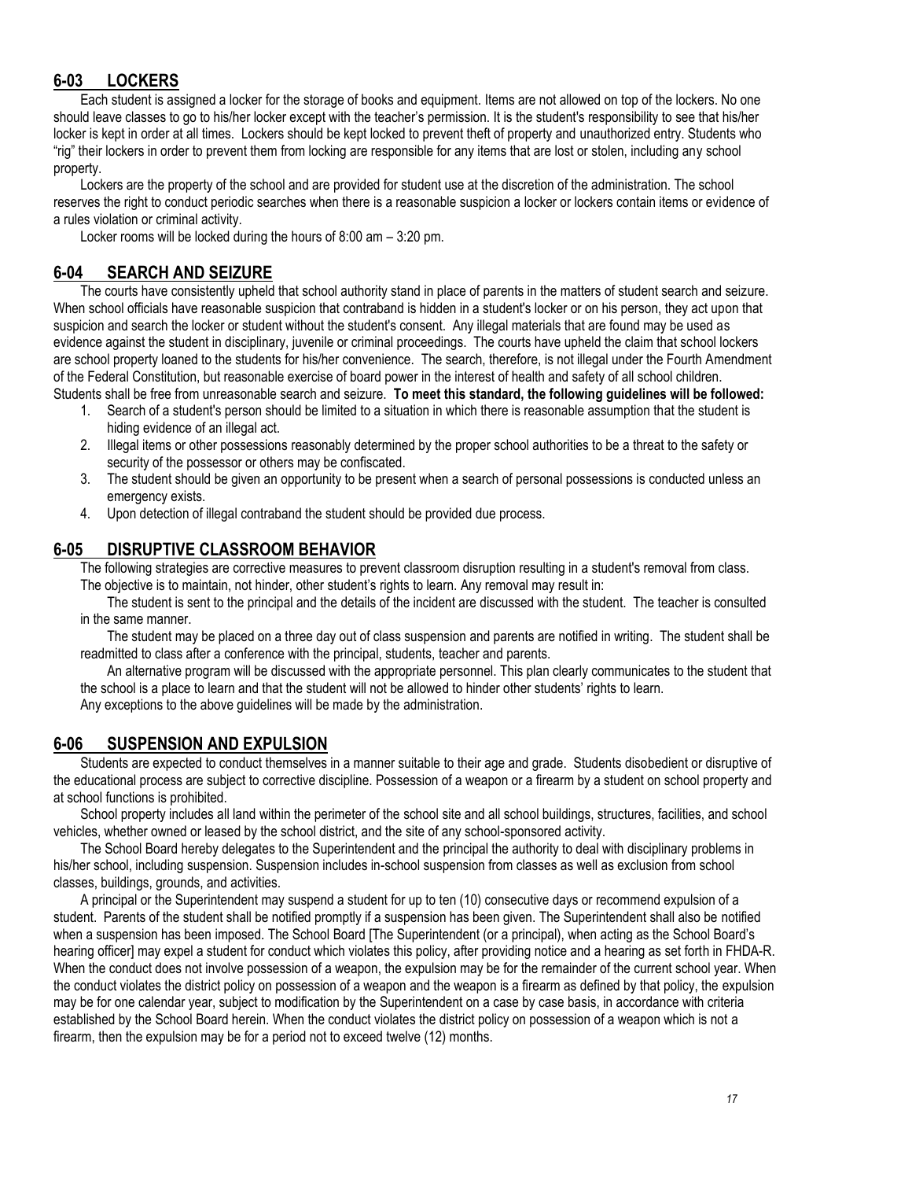## 6-03 LOCKERS

Each student is assigned a locker for the storage of books and equipment. Items are not allowed on top of the lockers. No one should leave classes to go to his/her locker except with the teacher's permission. It is the student's responsibility to see that his/her locker is kept in order at all times. Lockers should be kept locked to prevent theft of property and unauthorized entry. Students who "rig" their lockers in order to prevent them from locking are responsible for any items that are lost or stolen, including any school property.

Lockers are the property of the school and are provided for student use at the discretion of the administration. The school reserves the right to conduct periodic searches when there is a reasonable suspicion a locker or lockers contain items or evidence of a rules violation or criminal activity.

Locker rooms will be locked during the hours of 8:00 am – 3:20 pm.

## 6-04 SEARCH AND SEIZURE

The courts have consistently upheld that school authority stand in place of parents in the matters of student search and seizure. When school officials have reasonable suspicion that contraband is hidden in a student's locker or on his person, they act upon that suspicion and search the locker or student without the student's consent. Any illegal materials that are found may be used as evidence against the student in disciplinary, juvenile or criminal proceedings. The courts have upheld the claim that school lockers are school property loaned to the students for his/her convenience. The search, therefore, is not illegal under the Fourth Amendment of the Federal Constitution, but reasonable exercise of board power in the interest of health and safety of all school children. Students shall be free from unreasonable search and seizure. **To meet this standard, the following guidelines will be followed:**

1. Search of a student's person should be limited to a situation in which there is reasonable assumption that the student is hiding evidence of an illegal act.
2. Illegal items or other possessions reasonably determined by the proper school authorities to be a threat to the safety or security of the possessor or others may be confiscated.
3. The student should be given an opportunity to be present when a search of personal possessions is conducted unless an emergency exists.
4. Upon detection of illegal contraband the student should be provided due process.

## 6-05 DISRUPTIVE CLASSROOM BEHAVIOR

The following strategies are corrective measures to prevent classroom disruption resulting in a student's removal from class. The objective is to maintain, not hinder, other student's rights to learn. Any removal may result in:

The student is sent to the principal and the details of the incident are discussed with the student. The teacher is consulted in the same manner.

The student may be placed on a three day out of class suspension and parents are notified in writing. The student shall be readmitted to class after a conference with the principal, students, teacher and parents.

An alternative program will be discussed with the appropriate personnel. This plan clearly communicates to the student that the school is a place to learn and that the student will not be allowed to hinder other students' rights to learn.

Any exceptions to the above guidelines will be made by the administration.

## 6-06 SUSPENSION AND EXPULSION

Students are expected to conduct themselves in a manner suitable to their age and grade. Students disobedient or disruptive of the educational process are subject to corrective discipline. Possession of a weapon or a firearm by a student on school property and at school functions is prohibited.

School property includes all land within the perimeter of the school site and all school buildings, structures, facilities, and school vehicles, whether owned or leased by the school district, and the site of any school-sponsored activity.

The School Board hereby delegates to the Superintendent and the principal the authority to deal with disciplinary problems in his/her school, including suspension. Suspension includes in-school suspension from classes as well as exclusion from school classes, buildings, grounds, and activities.

A principal or the Superintendent may suspend a student for up to ten (10) consecutive days or recommend expulsion of a student. Parents of the student shall be notified promptly if a suspension has been given. The Superintendent shall also be notified when a suspension has been imposed. The School Board [The Superintendent (or a principal), when acting as the School Board's hearing officer] may expel a student for conduct which violates this policy, after providing notice and a hearing as set forth in FHDA-R. When the conduct does not involve possession of a weapon, the expulsion may be for the remainder of the current school year. When the conduct violates the district policy on possession of a weapon and the weapon is a firearm as defined by that policy, the expulsion may be for one calendar year, subject to modification by the Superintendent on a case by case basis, in accordance with criteria established by the School Board herein. When the conduct violates the district policy on possession of a weapon which is not a firearm, then the expulsion may be for a period not to exceed twelve (12) months.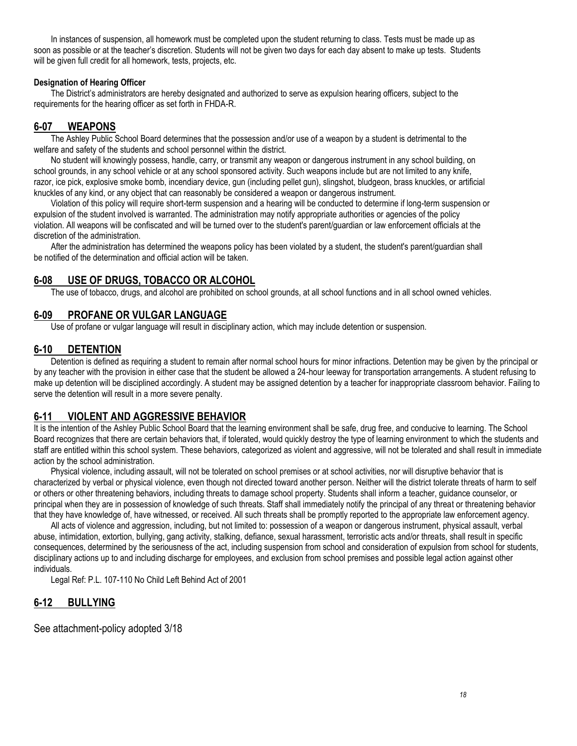In instances of suspension, all homework must be completed upon the student returning to class. Tests must be made up as soon as possible or at the teacher's discretion. Students will not be given two days for each day absent to make up tests. Students will be given full credit for all homework, tests, projects, etc.

**Designation of Hearing Officer**

The District's administrators are hereby designated and authorized to serve as expulsion hearing officers, subject to the requirements for the hearing officer as set forth in FHDA-R.

## 6-07 WEAPONS

The Ashley Public School Board determines that the possession and/or use of a weapon by a student is detrimental to the welfare and safety of the students and school personnel within the district.

No student will knowingly possess, handle, carry, or transmit any weapon or dangerous instrument in any school building, on school grounds, in any school vehicle or at any school sponsored activity. Such weapons include but are not limited to any knife, razor, ice pick, explosive smoke bomb, incendiary device, gun (including pellet gun), slingshot, bludgeon, brass knuckles, or artificial knuckles of any kind, or any object that can reasonably be considered a weapon or dangerous instrument.

Violation of this policy will require short-term suspension and a hearing will be conducted to determine if long-term suspension or expulsion of the student involved is warranted. The administration may notify appropriate authorities or agencies of the policy violation. All weapons will be confiscated and will be turned over to the student's parent/guardian or law enforcement officials at the discretion of the administration.

After the administration has determined the weapons policy has been violated by a student, the student's parent/guardian shall be notified of the determination and official action will be taken.

## 6-08 USE OF DRUGS, TOBACCO OR ALCOHOL

The use of tobacco, drugs, and alcohol are prohibited on school grounds, at all school functions and in all school owned vehicles.

## 6-09 PROFANE OR VULGAR LANGUAGE

Use of profane or vulgar language will result in disciplinary action, which may include detention or suspension.

## 6-10 DETENTION

Detention is defined as requiring a student to remain after normal school hours for minor infractions. Detention may be given by the principal or by any teacher with the provision in either case that the student be allowed a 24-hour leeway for transportation arrangements. A student refusing to make up detention will be disciplined accordingly. A student may be assigned detention by a teacher for inappropriate classroom behavior. Failing to serve the detention will result in a more severe penalty.

## 6-11 VIOLENT AND AGGRESSIVE BEHAVIOR

It is the intention of the Ashley Public School Board that the learning environment shall be safe, drug free, and conducive to learning. The School Board recognizes that there are certain behaviors that, if tolerated, would quickly destroy the type of learning environment to which the students and staff are entitled within this school system. These behaviors, categorized as violent and aggressive, will not be tolerated and shall result in immediate action by the school administration.

Physical violence, including assault, will not be tolerated on school premises or at school activities, nor will disruptive behavior that is characterized by verbal or physical violence, even though not directed toward another person. Neither will the district tolerate threats of harm to self or others or other threatening behaviors, including threats to damage school property. Students shall inform a teacher, guidance counselor, or principal when they are in possession of knowledge of such threats. Staff shall immediately notify the principal of any threat or threatening behavior that they have knowledge of, have witnessed, or received. All such threats shall be promptly reported to the appropriate law enforcement agency.

All acts of violence and aggression, including, but not limited to: possession of a weapon or dangerous instrument, physical assault, verbal abuse, intimidation, extortion, bullying, gang activity, stalking, defiance, sexual harassment, terroristic acts and/or threats, shall result in specific consequences, determined by the seriousness of the act, including suspension from school and consideration of expulsion from school for students, disciplinary actions up to and including discharge for employees, and exclusion from school premises and possible legal action against other individuals.

Legal Ref: P.L. 107-110 No Child Left Behind Act of 2001

## 6-12 BULLYING

See attachment-policy adopted 3/18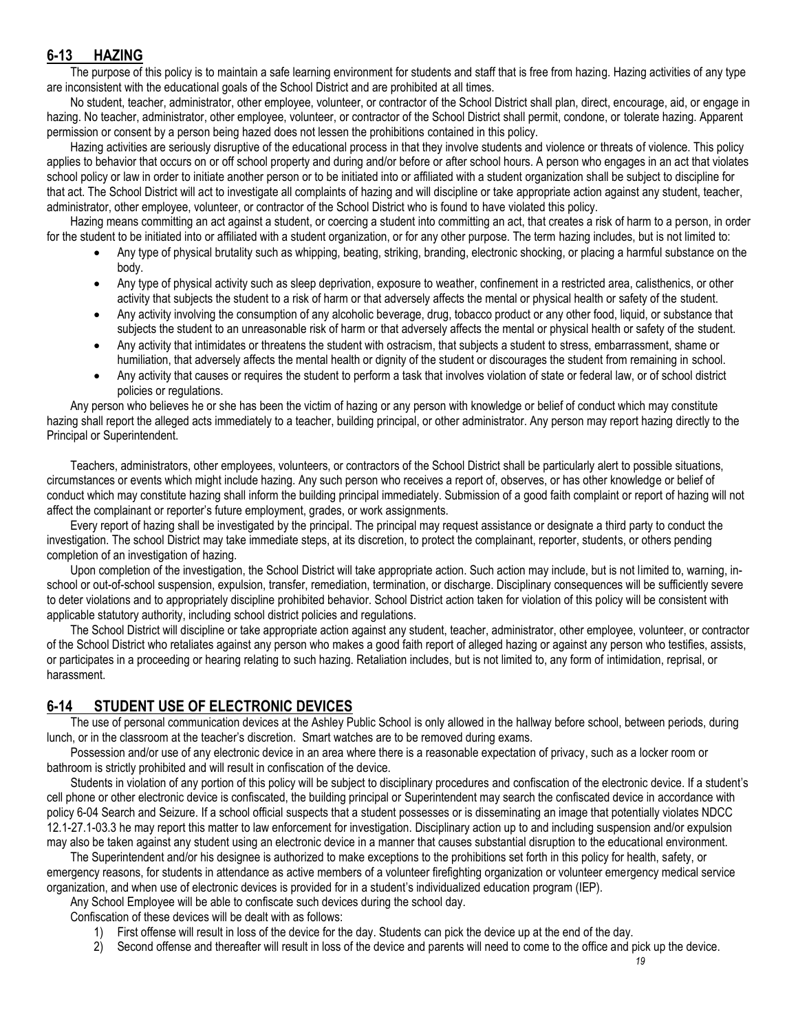## 6-13 HAZING

The purpose of this policy is to maintain a safe learning environment for students and staff that is free from hazing. Hazing activities of any type are inconsistent with the educational goals of the School District and are prohibited at all times.

No student, teacher, administrator, other employee, volunteer, or contractor of the School District shall plan, direct, encourage, aid, or engage in hazing. No teacher, administrator, other employee, volunteer, or contractor of the School District shall permit, condone, or tolerate hazing. Apparent permission or consent by a person being hazed does not lessen the prohibitions contained in this policy.

Hazing activities are seriously disruptive of the educational process in that they involve students and violence or threats of violence. This policy applies to behavior that occurs on or off school property and during and/or before or after school hours. A person who engages in an act that violates school policy or law in order to initiate another person or to be initiated into or affiliated with a student organization shall be subject to discipline for that act. The School District will act to investigate all complaints of hazing and will discipline or take appropriate action against any student, teacher, administrator, other employee, volunteer, or contractor of the School District who is found to have violated this policy.

Hazing means committing an act against a student, or coercing a student into committing an act, that creates a risk of harm to a person, in order for the student to be initiated into or affiliated with a student organization, or for any other purpose. The term hazing includes, but is not limited to:

- Any type of physical brutality such as whipping, beating, striking, branding, electronic shocking, or placing a harmful substance on the body.
- Any type of physical activity such as sleep deprivation, exposure to weather, confinement in a restricted area, calisthenics, or other activity that subjects the student to a risk of harm or that adversely affects the mental or physical health or safety of the student.
- Any activity involving the consumption of any alcoholic beverage, drug, tobacco product or any other food, liquid, or substance that subjects the student to an unreasonable risk of harm or that adversely affects the mental or physical health or safety of the student.
- Any activity that intimidates or threatens the student with ostracism, that subjects a student to stress, embarrassment, shame or humiliation, that adversely affects the mental health or dignity of the student or discourages the student from remaining in school.
- Any activity that causes or requires the student to perform a task that involves violation of state or federal law, or of school district policies or regulations.

Any person who believes he or she has been the victim of hazing or any person with knowledge or belief of conduct which may constitute hazing shall report the alleged acts immediately to a teacher, building principal, or other administrator. Any person may report hazing directly to the Principal or Superintendent.

Teachers, administrators, other employees, volunteers, or contractors of the School District shall be particularly alert to possible situations, circumstances or events which might include hazing. Any such person who receives a report of, observes, or has other knowledge or belief of conduct which may constitute hazing shall inform the building principal immediately. Submission of a good faith complaint or report of hazing will not affect the complainant or reporter's future employment, grades, or work assignments.

Every report of hazing shall be investigated by the principal. The principal may request assistance or designate a third party to conduct the investigation. The school District may take immediate steps, at its discretion, to protect the complainant, reporter, students, or others pending completion of an investigation of hazing.

Upon completion of the investigation, the School District will take appropriate action. Such action may include, but is not limited to, warning, in-school or out-of-school suspension, expulsion, transfer, remediation, termination, or discharge. Disciplinary consequences will be sufficiently severe to deter violations and to appropriately discipline prohibited behavior. School District action taken for violation of this policy will be consistent with applicable statutory authority, including school district policies and regulations.

The School District will discipline or take appropriate action against any student, teacher, administrator, other employee, volunteer, or contractor of the School District who retaliates against any person who makes a good faith report of alleged hazing or against any person who testifies, assists, or participates in a proceeding or hearing relating to such hazing. Retaliation includes, but is not limited to, any form of intimidation, reprisal, or harassment.

## 6-14 STUDENT USE OF ELECTRONIC DEVICES

The use of personal communication devices at the Ashley Public School is only allowed in the hallway before school, between periods, during lunch, or in the classroom at the teacher's discretion. Smart watches are to be removed during exams.

Possession and/or use of any electronic device in an area where there is a reasonable expectation of privacy, such as a locker room or bathroom is strictly prohibited and will result in confiscation of the device.

Students in violation of any portion of this policy will be subject to disciplinary procedures and confiscation of the electronic device. If a student's cell phone or other electronic device is confiscated, the building principal or Superintendent may search the confiscated device in accordance with policy 6-04 Search and Seizure. If a school official suspects that a student possesses or is disseminating an image that potentially violates NDCC 12.1-27.1-03.3 he may report this matter to law enforcement for investigation. Disciplinary action up to and including suspension and/or expulsion may also be taken against any student using an electronic device in a manner that causes substantial disruption to the educational environment.

The Superintendent and/or his designee is authorized to make exceptions to the prohibitions set forth in this policy for health, safety, or emergency reasons, for students in attendance as active members of a volunteer firefighting organization or volunteer emergency medical service organization, and when use of electronic devices is provided for in a student's individualized education program (IEP).

Any School Employee will be able to confiscate such devices during the school day.

Confiscation of these devices will be dealt with as follows:

1) First offense will result in loss of the device for the day. Students can pick the device up at the end of the day.
2) Second offense and thereafter will result in loss of the device and parents will need to come to the office and pick up the device.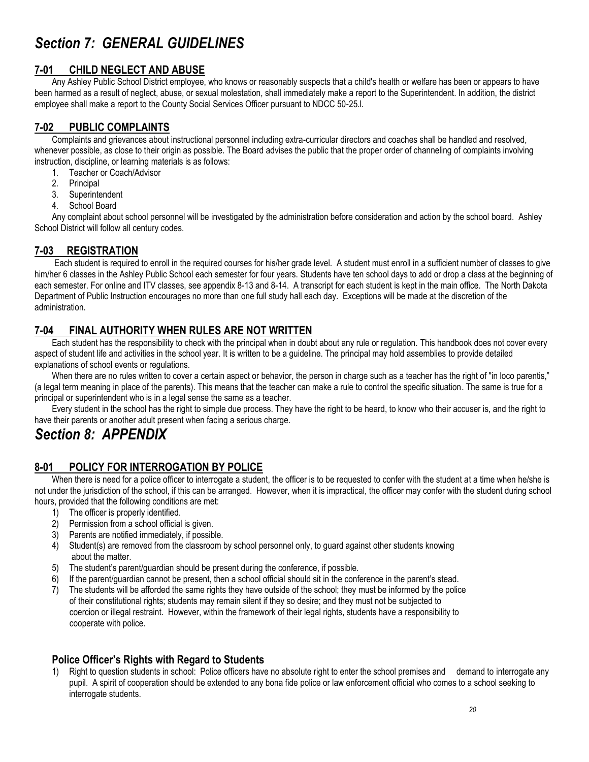# *Section 7: GENERAL GUIDELINES*

## 7-01 CHILD NEGLECT AND ABUSE

Any Ashley Public School District employee, who knows or reasonably suspects that a child's health or welfare has been or appears to have been harmed as a result of neglect, abuse, or sexual molestation, shall immediately make a report to the Superintendent. In addition, the district employee shall make a report to the County Social Services Officer pursuant to NDCC 50-25.l.

## 7-02 PUBLIC COMPLAINTS

Complaints and grievances about instructional personnel including extra-curricular directors and coaches shall be handled and resolved, whenever possible, as close to their origin as possible. The Board advises the public that the proper order of channeling of complaints involving instruction, discipline, or learning materials is as follows:

1. Teacher or Coach/Advisor
2. Principal
3. Superintendent
4. School Board

Any complaint about school personnel will be investigated by the administration before consideration and action by the school board. Ashley School District will follow all century codes.

## 7-03 REGISTRATION

Each student is required to enroll in the required courses for his/her grade level. A student must enroll in a sufficient number of classes to give him/her 6 classes in the Ashley Public School each semester for four years. Students have ten school days to add or drop a class at the beginning of each semester. For online and ITV classes, see appendix 8-13 and 8-14. A transcript for each student is kept in the main office. The North Dakota Department of Public Instruction encourages no more than one full study hall each day. Exceptions will be made at the discretion of the administration.

## 7-04 FINAL AUTHORITY WHEN RULES ARE NOT WRITTEN

Each student has the responsibility to check with the principal when in doubt about any rule or regulation. This handbook does not cover every aspect of student life and activities in the school year. It is written to be a guideline. The principal may hold assemblies to provide detailed explanations of school events or regulations.

When there are no rules written to cover a certain aspect or behavior, the person in charge such as a teacher has the right of "in loco parentis," (a legal term meaning in place of the parents). This means that the teacher can make a rule to control the specific situation. The same is true for a principal or superintendent who is in a legal sense the same as a teacher.

Every student in the school has the right to simple due process. They have the right to be heard, to know who their accuser is, and the right to have their parents or another adult present when facing a serious charge.

# *Section 8: APPENDIX*

## 8-01 POLICY FOR INTERROGATION BY POLICE

When there is need for a police officer to interrogate a student, the officer is to be requested to confer with the student at a time when he/she is not under the jurisdiction of the school, if this can be arranged. However, when it is impractical, the officer may confer with the student during school hours, provided that the following conditions are met:

1) The officer is properly identified.
2) Permission from a school official is given.
3) Parents are notified immediately, if possible.
4) Student(s) are removed from the classroom by school personnel only, to guard against other students knowing about the matter.
5) The student's parent/guardian should be present during the conference, if possible.
6) If the parent/guardian cannot be present, then a school official should sit in the conference in the parent's stead.
7) The students will be afforded the same rights they have outside of the school; they must be informed by the police of their constitutional rights; students may remain silent if they so desire; and they must not be subjected to coercion or illegal restraint. However, within the framework of their legal rights, students have a responsibility to cooperate with police.

### Police Officer's Rights with Regard to Students

1) Right to question students in school: Police officers have no absolute right to enter the school premises and demand to interrogate any pupil. A spirit of cooperation should be extended to any bona fide police or law enforcement official who comes to a school seeking to interrogate students.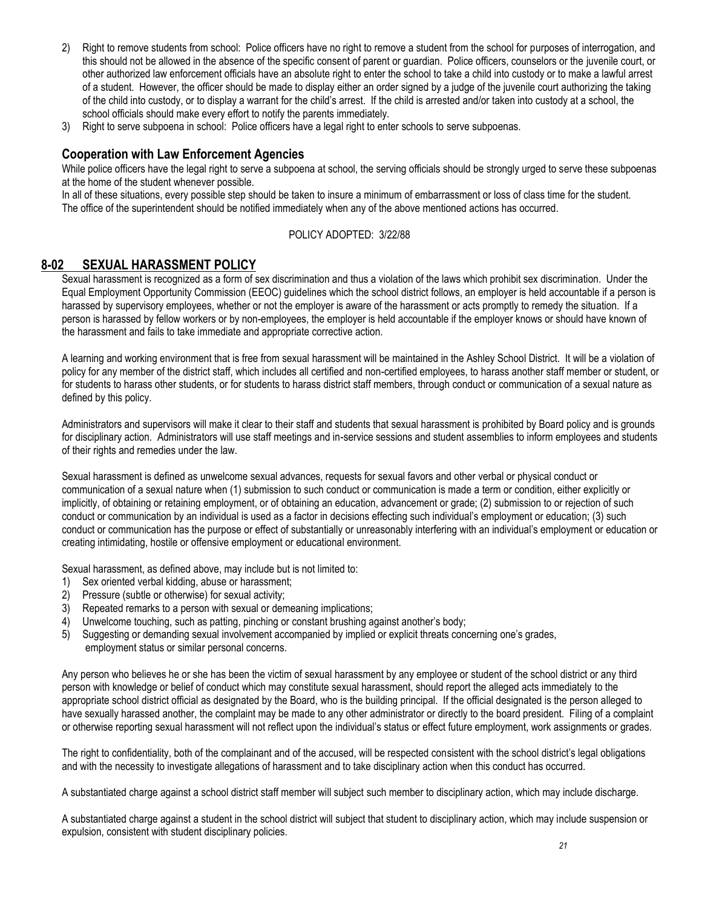2) Right to remove students from school: Police officers have no right to remove a student from the school for purposes of interrogation, and this should not be allowed in the absence of the specific consent of parent or guardian. Police officers, counselors or the juvenile court, or other authorized law enforcement officials have an absolute right to enter the school to take a child into custody or to make a lawful arrest of a student. However, the officer should be made to display either an order signed by a judge of the juvenile court authorizing the taking of the child into custody, or to display a warrant for the child's arrest. If the child is arrested and/or taken into custody at a school, the school officials should make every effort to notify the parents immediately.
3) Right to serve subpoena in school: Police officers have a legal right to enter schools to serve subpoenas.

### Cooperation with Law Enforcement Agencies

While police officers have the legal right to serve a subpoena at school, the serving officials should be strongly urged to serve these subpoenas at the home of the student whenever possible.

In all of these situations, every possible step should be taken to insure a minimum of embarrassment or loss of class time for the student. The office of the superintendent should be notified immediately when any of the above mentioned actions has occurred.

POLICY ADOPTED: 3/22/88

## 8-02 SEXUAL HARASSMENT POLICY

Sexual harassment is recognized as a form of sex discrimination and thus a violation of the laws which prohibit sex discrimination. Under the Equal Employment Opportunity Commission (EEOC) guidelines which the school district follows, an employer is held accountable if a person is harassed by supervisory employees, whether or not the employer is aware of the harassment or acts promptly to remedy the situation. If a person is harassed by fellow workers or by non-employees, the employer is held accountable if the employer knows or should have known of the harassment and fails to take immediate and appropriate corrective action.

A learning and working environment that is free from sexual harassment will be maintained in the Ashley School District. It will be a violation of policy for any member of the district staff, which includes all certified and non-certified employees, to harass another staff member or student, or for students to harass other students, or for students to harass district staff members, through conduct or communication of a sexual nature as defined by this policy.

Administrators and supervisors will make it clear to their staff and students that sexual harassment is prohibited by Board policy and is grounds for disciplinary action. Administrators will use staff meetings and in-service sessions and student assemblies to inform employees and students of their rights and remedies under the law.

Sexual harassment is defined as unwelcome sexual advances, requests for sexual favors and other verbal or physical conduct or communication of a sexual nature when (1) submission to such conduct or communication is made a term or condition, either explicitly or implicitly, of obtaining or retaining employment, or of obtaining an education, advancement or grade; (2) submission to or rejection of such conduct or communication by an individual is used as a factor in decisions effecting such individual's employment or education; (3) such conduct or communication has the purpose or effect of substantially or unreasonably interfering with an individual's employment or education or creating intimidating, hostile or offensive employment or educational environment.

Sexual harassment, as defined above, may include but is not limited to:

1) Sex oriented verbal kidding, abuse or harassment;
2) Pressure (subtle or otherwise) for sexual activity;
3) Repeated remarks to a person with sexual or demeaning implications;
4) Unwelcome touching, such as patting, pinching or constant brushing against another's body;
5) Suggesting or demanding sexual involvement accompanied by implied or explicit threats concerning one's grades, employment status or similar personal concerns.

Any person who believes he or she has been the victim of sexual harassment by any employee or student of the school district or any third person with knowledge or belief of conduct which may constitute sexual harassment, should report the alleged acts immediately to the appropriate school district official as designated by the Board, who is the building principal. If the official designated is the person alleged to have sexually harassed another, the complaint may be made to any other administrator or directly to the board president. Filing of a complaint or otherwise reporting sexual harassment will not reflect upon the individual's status or effect future employment, work assignments or grades.

The right to confidentiality, both of the complainant and of the accused, will be respected consistent with the school district's legal obligations and with the necessity to investigate allegations of harassment and to take disciplinary action when this conduct has occurred.

A substantiated charge against a school district staff member will subject such member to disciplinary action, which may include discharge.

A substantiated charge against a student in the school district will subject that student to disciplinary action, which may include suspension or expulsion, consistent with student disciplinary policies.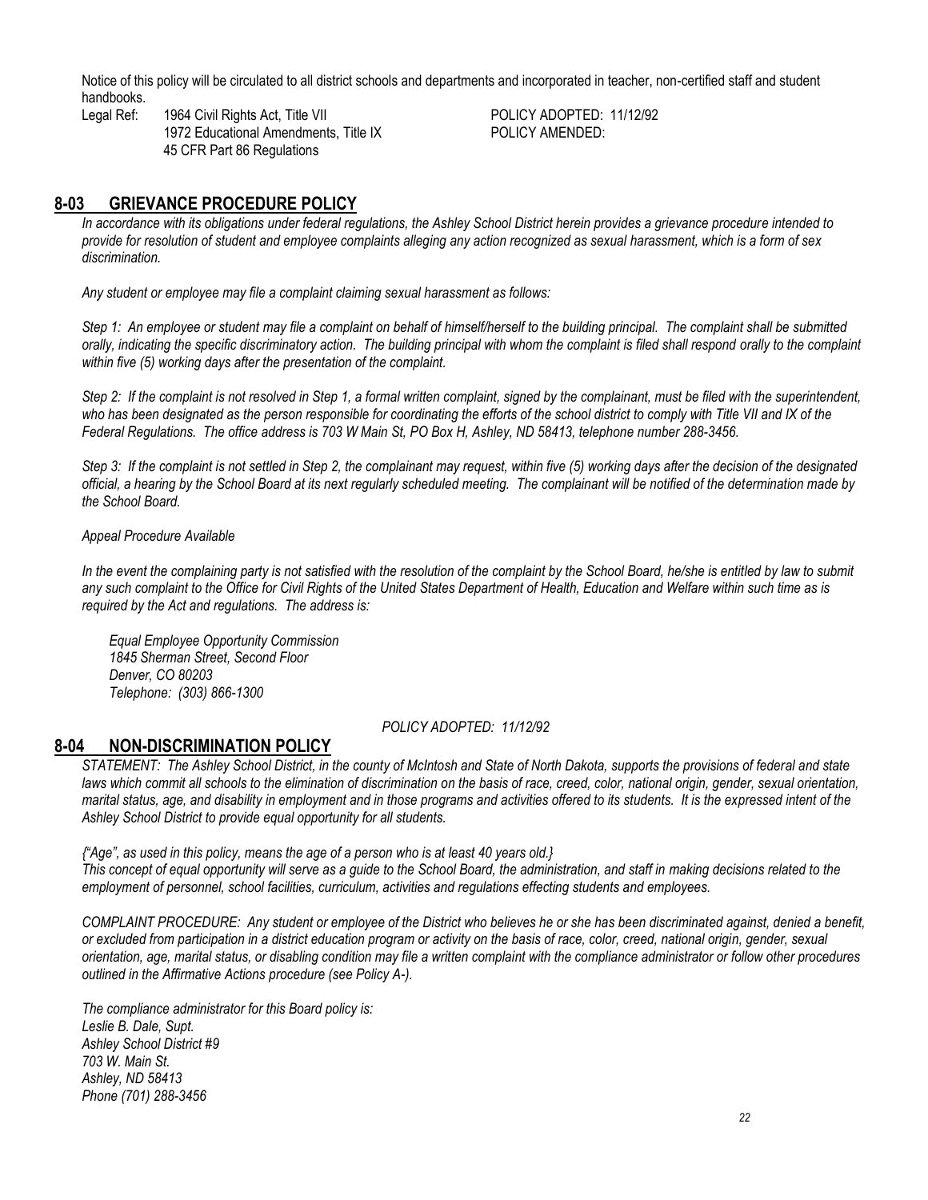Notice of this policy will be circulated to all district schools and departments and incorporated in teacher, non-certified staff and student handbooks.

Legal Ref: 1964 Civil Rights Act, Title VII
1972 Educational Amendments, Title IX
45 CFR Part 86 Regulations

POLICY ADOPTED: 11/12/92
POLICY AMENDED:

## 8-03 GRIEVANCE PROCEDURE POLICY

*In accordance with its obligations under federal regulations, the Ashley School District herein provides a grievance procedure intended to provide for resolution of student and employee complaints alleging any action recognized as sexual harassment, which is a form of sex discrimination.*

*Any student or employee may file a complaint claiming sexual harassment as follows:*

*Step 1: An employee or student may file a complaint on behalf of himself/herself to the building principal. The complaint shall be submitted orally, indicating the specific discriminatory action. The building principal with whom the complaint is filed shall respond orally to the complaint within five (5) working days after the presentation of the complaint.*

*Step 2: If the complaint is not resolved in Step 1, a formal written complaint, signed by the complainant, must be filed with the superintendent, who has been designated as the person responsible for coordinating the efforts of the school district to comply with Title VII and IX of the Federal Regulations. The office address is 703 W Main St, PO Box H, Ashley, ND 58413, telephone number 288-3456.*

*Step 3: If the complaint is not settled in Step 2, the complainant may request, within five (5) working days after the decision of the designated official, a hearing by the School Board at its next regularly scheduled meeting. The complainant will be notified of the determination made by the School Board.*

*Appeal Procedure Available*

*In the event the complaining party is not satisfied with the resolution of the complaint by the School Board, he/she is entitled by law to submit any such complaint to the Office for Civil Rights of the United States Department of Health, Education and Welfare within such time as is required by the Act and regulations. The address is:*

*Equal Employee Opportunity Commission*
*1845 Sherman Street, Second Floor*
*Denver, CO 80203*
*Telephone: (303) 866-1300*

*POLICY ADOPTED: 11/12/92*

## 8-04 NON-DISCRIMINATION POLICY

*STATEMENT: The Ashley School District, in the county of McIntosh and State of North Dakota, supports the provisions of federal and state laws which commit all schools to the elimination of discrimination on the basis of race, creed, color, national origin, gender, sexual orientation, marital status, age, and disability in employment and in those programs and activities offered to its students. It is the expressed intent of the Ashley School District to provide equal opportunity for all students.*

*{"Age", as used in this policy, means the age of a person who is at least 40 years old.}*
*This concept of equal opportunity will serve as a guide to the School Board, the administration, and staff in making decisions related to the employment of personnel, school facilities, curriculum, activities and regulations effecting students and employees.*

*COMPLAINT PROCEDURE: Any student or employee of the District who believes he or she has been discriminated against, denied a benefit, or excluded from participation in a district education program or activity on the basis of race, color, creed, national origin, gender, sexual orientation, age, marital status, or disabling condition may file a written complaint with the compliance administrator or follow other procedures outlined in the Affirmative Actions procedure (see Policy A-).*

*The compliance administrator for this Board policy is:*
*Leslie B. Dale, Supt.*
*Ashley School District #9*
*703 W. Main St.*
*Ashley, ND 58413*
*Phone (701) 288-3456*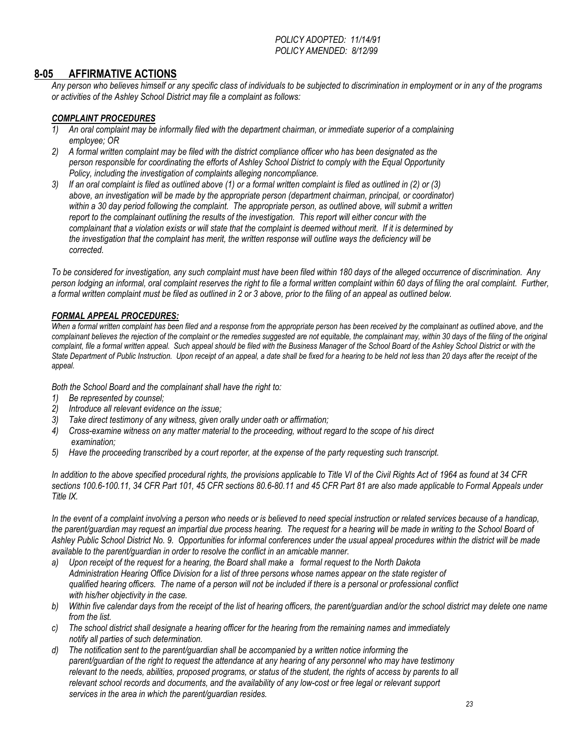*POLICY ADOPTED: 11/14/91*
*POLICY AMENDED: 8/12/99*

## 8-05 AFFIRMATIVE ACTIONS

*Any person who believes himself or any specific class of individuals to be subjected to discrimination in employment or in any of the programs or activities of the Ashley School District may file a complaint as follows:*

### *COMPLAINT PROCEDURES*

1) *An oral complaint may be informally filed with the department chairman, or immediate superior of a complaining employee; OR*
2) *A formal written complaint may be filed with the district compliance officer who has been designated as the person responsible for coordinating the efforts of Ashley School District to comply with the Equal Opportunity Policy, including the investigation of complaints alleging noncompliance.*
3) *If an oral complaint is filed as outlined above (1) or a formal written complaint is filed as outlined in (2) or (3) above, an investigation will be made by the appropriate person (department chairman, principal, or coordinator) within a 30 day period following the complaint. The appropriate person, as outlined above, will submit a written report to the complainant outlining the results of the investigation. This report will either concur with the complainant that a violation exists or will state that the complaint is deemed without merit. If it is determined by the investigation that the complaint has merit, the written response will outline ways the deficiency will be corrected.*

*To be considered for investigation, any such complaint must have been filed within 180 days of the alleged occurrence of discrimination. Any person lodging an informal, oral complaint reserves the right to file a formal written complaint within 60 days of filing the oral complaint. Further, a formal written complaint must be filed as outlined in 2 or 3 above, prior to the filing of an appeal as outlined below.*

### *FORMAL APPEAL PROCEDURES:*

*When a formal written complaint has been filed and a response from the appropriate person has been received by the complainant as outlined above, and the complainant believes the rejection of the complaint or the remedies suggested are not equitable, the complainant may, within 30 days of the filing of the original complaint, file a formal written appeal. Such appeal should be filed with the Business Manager of the School Board of the Ashley School District or with the State Department of Public Instruction. Upon receipt of an appeal, a date shall be fixed for a hearing to be held not less than 20 days after the receipt of the appeal.*

*Both the School Board and the complainant shall have the right to:*

1) *Be represented by counsel;*
2) *Introduce all relevant evidence on the issue;*
3) *Take direct testimony of any witness, given orally under oath or affirmation;*
4) *Cross-examine witness on any matter material to the proceeding, without regard to the scope of his direct examination;*
5) *Have the proceeding transcribed by a court reporter, at the expense of the party requesting such transcript.*

*In addition to the above specified procedural rights, the provisions applicable to Title VI of the Civil Rights Act of 1964 as found at 34 CFR sections 100.6-100.11, 34 CFR Part 101, 45 CFR sections 80.6-80.11 and 45 CFR Part 81 are also made applicable to Formal Appeals under Title IX.*

*In the event of a complaint involving a person who needs or is believed to need special instruction or related services because of a handicap, the parent/guardian may request an impartial due process hearing. The request for a hearing will be made in writing to the School Board of Ashley Public School District No. 9. Opportunities for informal conferences under the usual appeal procedures within the district will be made available to the parent/guardian in order to resolve the conflict in an amicable manner.*

a) *Upon receipt of the request for a hearing, the Board shall make a formal request to the North Dakota Administration Hearing Office Division for a list of three persons whose names appear on the state register of qualified hearing officers. The name of a person will not be included if there is a personal or professional conflict with his/her objectivity in the case.*
b) *Within five calendar days from the receipt of the list of hearing officers, the parent/guardian and/or the school district may delete one name from the list.*
c) *The school district shall designate a hearing officer for the hearing from the remaining names and immediately notify all parties of such determination.*
d) *The notification sent to the parent/guardian shall be accompanied by a written notice informing the parent/guardian of the right to request the attendance at any hearing of any personnel who may have testimony relevant to the needs, abilities, proposed programs, or status of the student, the rights of access by parents to all relevant school records and documents, and the availability of any low-cost or free legal or relevant support services in the area in which the parent/guardian resides.*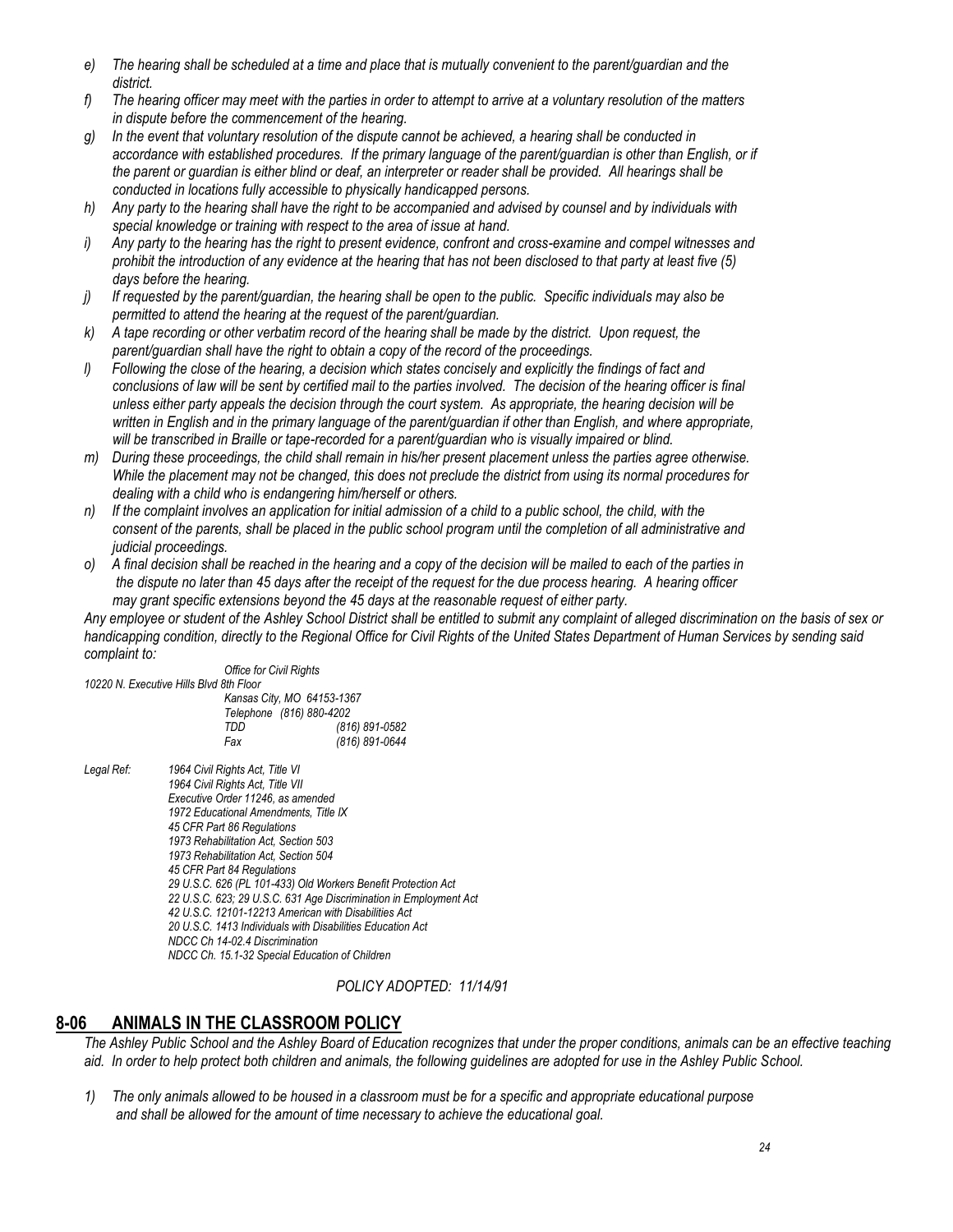*e) The hearing shall be scheduled at a time and place that is mutually convenient to the parent/guardian and the district.*

*f) The hearing officer may meet with the parties in order to attempt to arrive at a voluntary resolution of the matters in dispute before the commencement of the hearing.*

*g) In the event that voluntary resolution of the dispute cannot be achieved, a hearing shall be conducted in accordance with established procedures. If the primary language of the parent/guardian is other than English, or if the parent or guardian is either blind or deaf, an interpreter or reader shall be provided. All hearings shall be conducted in locations fully accessible to physically handicapped persons.*

*h) Any party to the hearing shall have the right to be accompanied and advised by counsel and by individuals with special knowledge or training with respect to the area of issue at hand.*

*i) Any party to the hearing has the right to present evidence, confront and cross-examine and compel witnesses and prohibit the introduction of any evidence at the hearing that has not been disclosed to that party at least five (5) days before the hearing.*

*j) If requested by the parent/guardian, the hearing shall be open to the public. Specific individuals may also be permitted to attend the hearing at the request of the parent/guardian.*

*k) A tape recording or other verbatim record of the hearing shall be made by the district. Upon request, the parent/guardian shall have the right to obtain a copy of the record of the proceedings.*

*l) Following the close of the hearing, a decision which states concisely and explicitly the findings of fact and conclusions of law will be sent by certified mail to the parties involved. The decision of the hearing officer is final unless either party appeals the decision through the court system. As appropriate, the hearing decision will be written in English and in the primary language of the parent/guardian if other than English, and where appropriate, will be transcribed in Braille or tape-recorded for a parent/guardian who is visually impaired or blind.*

*m) During these proceedings, the child shall remain in his/her present placement unless the parties agree otherwise. While the placement may not be changed, this does not preclude the district from using its normal procedures for dealing with a child who is endangering him/herself or others.*

*n) If the complaint involves an application for initial admission of a child to a public school, the child, with the consent of the parents, shall be placed in the public school program until the completion of all administrative and judicial proceedings.*

*o) A final decision shall be reached in the hearing and a copy of the decision will be mailed to each of the parties in the dispute no later than 45 days after the receipt of the request for the due process hearing. A hearing officer may grant specific extensions beyond the 45 days at the reasonable request of either party.*

*Any employee or student of the Ashley School District shall be entitled to submit any complaint of alleged discrimination on the basis of sex or handicapping condition, directly to the Regional Office for Civil Rights of the United States Department of Human Services by sending said complaint to:*

*Office for Civil Rights*
*10220 N. Executive Hills Blvd 8th Floor*
*Kansas City, MO 64153-1367*
*Telephone (816) 880-4202*
*TDD (816) 891-0582*
*Fax (816) 891-0644*

*Legal Ref:*
*1964 Civil Rights Act, Title VI*
*1964 Civil Rights Act, Title VII*
*Executive Order 11246, as amended*
*1972 Educational Amendments, Title IX*
*45 CFR Part 86 Regulations*
*1973 Rehabilitation Act, Section 503*
*1973 Rehabilitation Act, Section 504*
*45 CFR Part 84 Regulations*
*29 U.S.C. 626 (PL 101-433) Old Workers Benefit Protection Act*
*22 U.S.C. 623; 29 U.S.C. 631 Age Discrimination in Employment Act*
*42 U.S.C. 12101-12213 American with Disabilities Act*
*20 U.S.C. 1413 Individuals with Disabilities Education Act*
*NDCC Ch 14-02.4 Discrimination*
*NDCC Ch. 15.1-32 Special Education of Children*

*POLICY ADOPTED: 11/14/91*

## 8-06 ANIMALS IN THE CLASSROOM POLICY

*The Ashley Public School and the Ashley Board of Education recognizes that under the proper conditions, animals can be an effective teaching aid. In order to help protect both children and animals, the following guidelines are adopted for use in the Ashley Public School.*

*1) The only animals allowed to be housed in a classroom must be for a specific and appropriate educational purpose and shall be allowed for the amount of time necessary to achieve the educational goal.*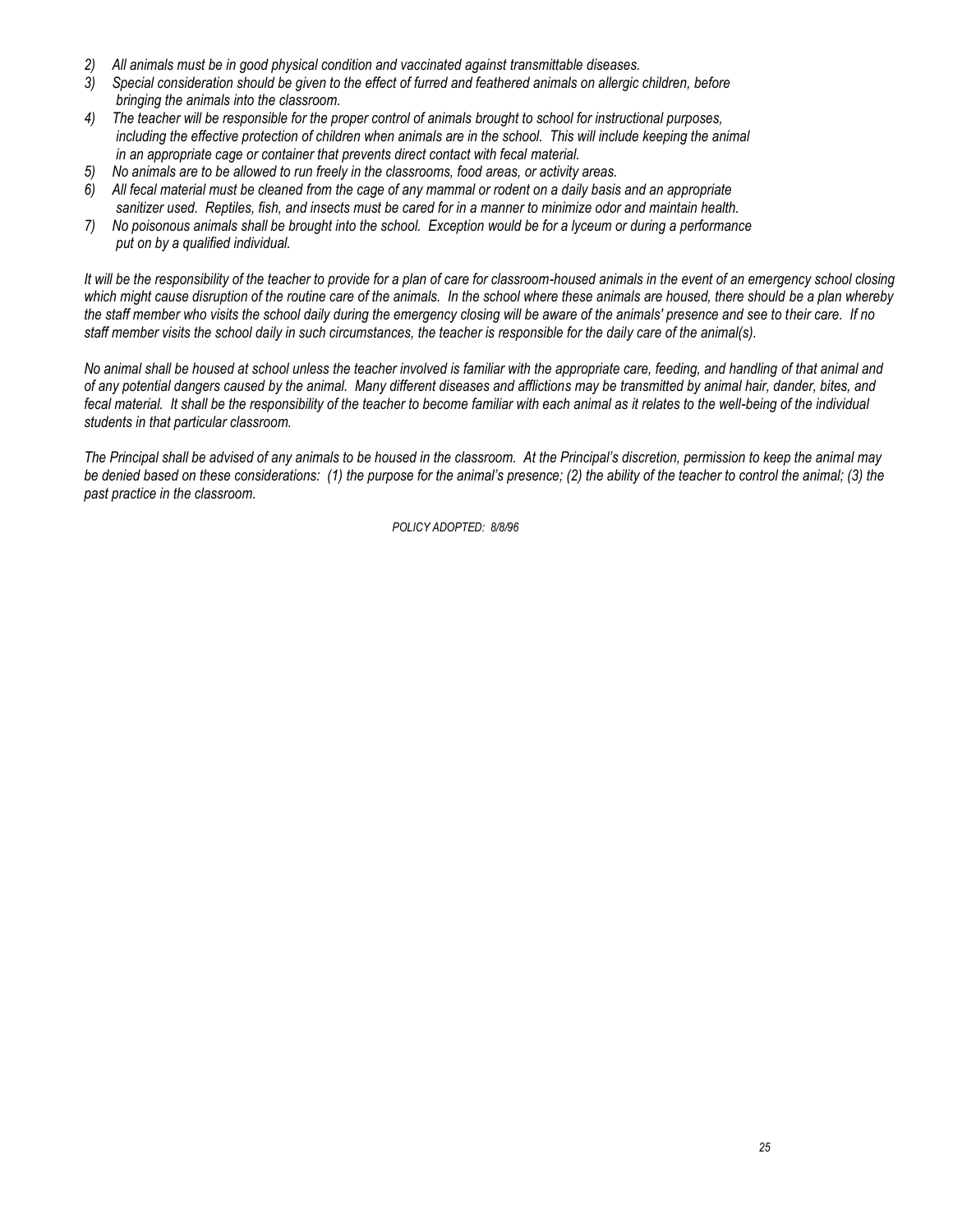2) *All animals must be in good physical condition and vaccinated against transmittable diseases.*
3) *Special consideration should be given to the effect of furred and feathered animals on allergic children, before bringing the animals into the classroom.*
4) *The teacher will be responsible for the proper control of animals brought to school for instructional purposes, including the effective protection of children when animals are in the school. This will include keeping the animal in an appropriate cage or container that prevents direct contact with fecal material.*
5) *No animals are to be allowed to run freely in the classrooms, food areas, or activity areas.*
6) *All fecal material must be cleaned from the cage of any mammal or rodent on a daily basis and an appropriate sanitizer used. Reptiles, fish, and insects must be cared for in a manner to minimize odor and maintain health.*
7) *No poisonous animals shall be brought into the school. Exception would be for a lyceum or during a performance put on by a qualified individual.*

*It will be the responsibility of the teacher to provide for a plan of care for classroom-housed animals in the event of an emergency school closing which might cause disruption of the routine care of the animals. In the school where these animals are housed, there should be a plan whereby the staff member who visits the school daily during the emergency closing will be aware of the animals' presence and see to their care. If no staff member visits the school daily in such circumstances, the teacher is responsible for the daily care of the animal(s).*

*No animal shall be housed at school unless the teacher involved is familiar with the appropriate care, feeding, and handling of that animal and of any potential dangers caused by the animal. Many different diseases and afflictions may be transmitted by animal hair, dander, bites, and fecal material. It shall be the responsibility of the teacher to become familiar with each animal as it relates to the well-being of the individual students in that particular classroom.*

*The Principal shall be advised of any animals to be housed in the classroom. At the Principal's discretion, permission to keep the animal may be denied based on these considerations: (1) the purpose for the animal's presence; (2) the ability of the teacher to control the animal; (3) the past practice in the classroom.*

*POLICY ADOPTED: 8/8/96*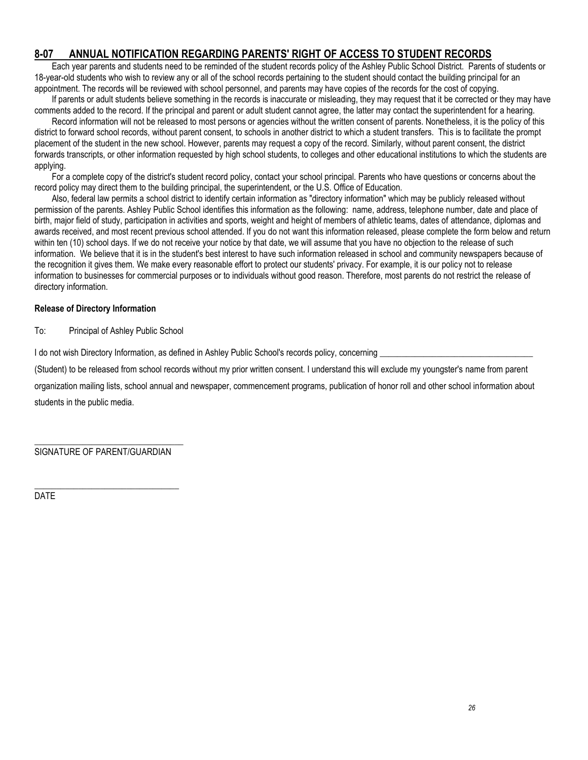## 8-07 ANNUAL NOTIFICATION REGARDING PARENTS' RIGHT OF ACCESS TO STUDENT RECORDS

Each year parents and students need to be reminded of the student records policy of the Ashley Public School District. Parents of students or 18-year-old students who wish to review any or all of the school records pertaining to the student should contact the building principal for an appointment. The records will be reviewed with school personnel, and parents may have copies of the records for the cost of copying.

If parents or adult students believe something in the records is inaccurate or misleading, they may request that it be corrected or they may have comments added to the record. If the principal and parent or adult student cannot agree, the latter may contact the superintendent for a hearing.

Record information will not be released to most persons or agencies without the written consent of parents. Nonetheless, it is the policy of this district to forward school records, without parent consent, to schools in another district to which a student transfers. This is to facilitate the prompt placement of the student in the new school. However, parents may request a copy of the record. Similarly, without parent consent, the district forwards transcripts, or other information requested by high school students, to colleges and other educational institutions to which the students are applying.

For a complete copy of the district's student record policy, contact your school principal. Parents who have questions or concerns about the record policy may direct them to the building principal, the superintendent, or the U.S. Office of Education.

Also, federal law permits a school district to identify certain information as "directory information" which may be publicly released without permission of the parents. Ashley Public School identifies this information as the following: name, address, telephone number, date and place of birth, major field of study, participation in activities and sports, weight and height of members of athletic teams, dates of attendance, diplomas and awards received, and most recent previous school attended. If you do not want this information released, please complete the form below and return within ten (10) school days. If we do not receive your notice by that date, we will assume that you have no objection to the release of such information. We believe that it is in the student's best interest to have such information released in school and community newspapers because of the recognition it gives them. We make every reasonable effort to protect our students' privacy. For example, it is our policy not to release information to businesses for commercial purposes or to individuals without good reason. Therefore, most parents do not restrict the release of directory information.

**Release of Directory Information**

To: Principal of Ashley Public School

I do not wish Directory Information, as defined in Ashley Public School's records policy, concerning ___________________________________ (Student) to be released from school records without my prior written consent. I understand this will exclude my youngster's name from parent organization mailing lists, school annual and newspaper, commencement programs, publication of honor roll and other school information about students in the public media.

_________________________________
SIGNATURE OF PARENT/GUARDIAN

_________________________________
DATE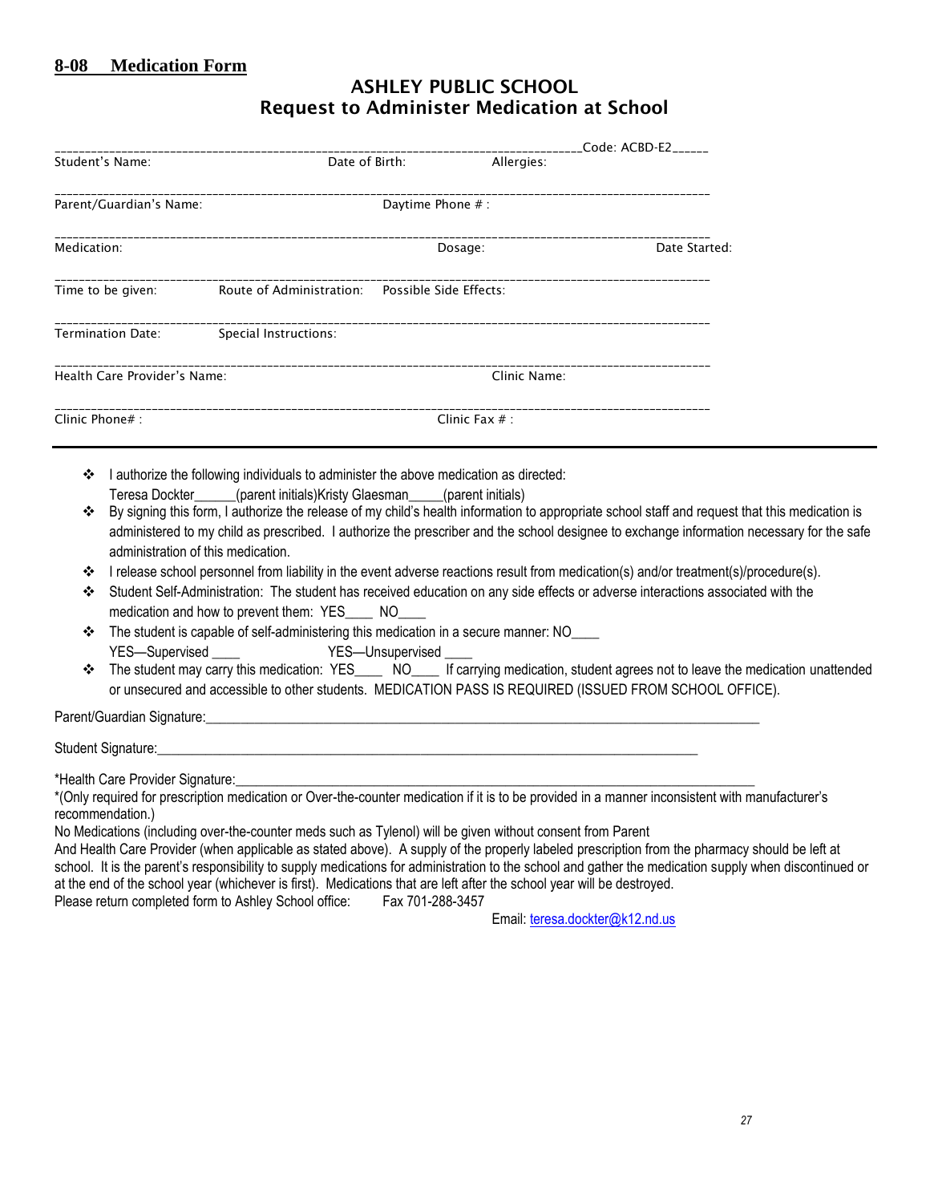## 8-08 Medication Form

# ASHLEY PUBLIC SCHOOL
## Request to Administer Medication at School

_________________________________________________________________________Code: ACBD-E2______

Student's Name: Date of Birth: Allergies:

_____________________________________________________________________________________________

Parent/Guardian's Name: Daytime Phone # :

_____________________________________________________________________________________________

Medication: Dosage: Date Started:

_____________________________________________________________________________________________

Time to be given: Route of Administration: Possible Side Effects:

_____________________________________________________________________________________________

Termination Date: Special Instructions:

_____________________________________________________________________________________________

Health Care Provider's Name: Clinic Name:

_____________________________________________________________________________________________

Clinic Phone# : Clinic Fax # :

---

- I authorize the following individuals to administer the above medication as directed:
  Teresa Dockter______(parent initials)Kristy Glaesman_____(parent initials)
- By signing this form, I authorize the release of my child's health information to appropriate school staff and request that this medication is administered to my child as prescribed. I authorize the prescriber and the school designee to exchange information necessary for the safe administration of this medication.
- I release school personnel from liability in the event adverse reactions result from medication(s) and/or treatment(s)/procedure(s).
- Student Self-Administration: The student has received education on any side effects or adverse interactions associated with the medication and how to prevent them: YES____ NO____
- The student is capable of self-administering this medication in a secure manner: NO____
  YES—Supervised ____ YES—Unsupervised ____
- The student may carry this medication: YES____ NO____ If carrying medication, student agrees not to leave the medication unattended or unsecured and accessible to other students. MEDICATION PASS IS REQUIRED (ISSUED FROM SCHOOL OFFICE).

Parent/Guardian Signature:_____________________________________________________________________________

Student Signature:_________________________________________________________________________________

*Health Care Provider Signature:_______________________________________________________________________

*(Only required for prescription medication or Over-the-counter medication if it is to be provided in a manner inconsistent with manufacturer's recommendation.)

No Medications (including over-the-counter meds such as Tylenol) will be given without consent from Parent And Health Care Provider (when applicable as stated above). A supply of the properly labeled prescription from the pharmacy should be left at school. It is the parent's responsibility to supply medications for administration to the school and gather the medication supply when discontinued or at the end of the school year (whichever is first). Medications that are left after the school year will be destroyed.

Please return completed form to Ashley School office: Fax 701-288-3457

Email: teresa.dockter@k12.nd.us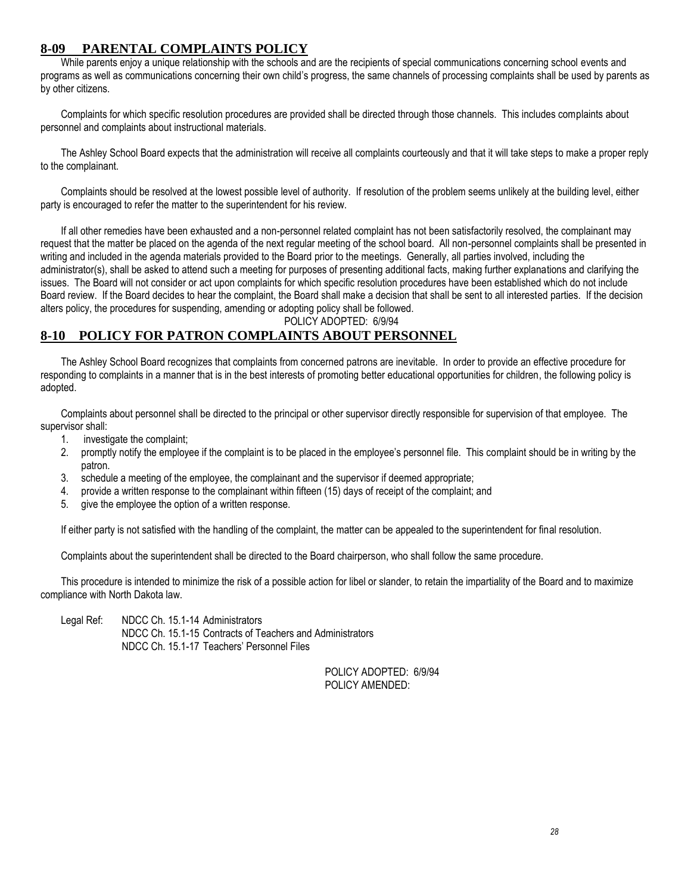## 8-09 PARENTAL COMPLAINTS POLICY

While parents enjoy a unique relationship with the schools and are the recipients of special communications concerning school events and programs as well as communications concerning their own child's progress, the same channels of processing complaints shall be used by parents as by other citizens.

Complaints for which specific resolution procedures are provided shall be directed through those channels. This includes complaints about personnel and complaints about instructional materials.

The Ashley School Board expects that the administration will receive all complaints courteously and that it will take steps to make a proper reply to the complainant.

Complaints should be resolved at the lowest possible level of authority. If resolution of the problem seems unlikely at the building level, either party is encouraged to refer the matter to the superintendent for his review.

If all other remedies have been exhausted and a non-personnel related complaint has not been satisfactorily resolved, the complainant may request that the matter be placed on the agenda of the next regular meeting of the school board. All non-personnel complaints shall be presented in writing and included in the agenda materials provided to the Board prior to the meetings. Generally, all parties involved, including the administrator(s), shall be asked to attend such a meeting for purposes of presenting additional facts, making further explanations and clarifying the issues. The Board will not consider or act upon complaints for which specific resolution procedures have been established which do not include Board review. If the Board decides to hear the complaint, the Board shall make a decision that shall be sent to all interested parties. If the decision alters policy, the procedures for suspending, amending or adopting policy shall be followed.

POLICY ADOPTED: 6/9/94

## 8-10 POLICY FOR PATRON COMPLAINTS ABOUT PERSONNEL

The Ashley School Board recognizes that complaints from concerned patrons are inevitable. In order to provide an effective procedure for responding to complaints in a manner that is in the best interests of promoting better educational opportunities for children, the following policy is adopted.

Complaints about personnel shall be directed to the principal or other supervisor directly responsible for supervision of that employee. The supervisor shall:

1. investigate the complaint;
2. promptly notify the employee if the complaint is to be placed in the employee's personnel file. This complaint should be in writing by the patron.
3. schedule a meeting of the employee, the complainant and the supervisor if deemed appropriate;
4. provide a written response to the complainant within fifteen (15) days of receipt of the complaint; and
5. give the employee the option of a written response.

If either party is not satisfied with the handling of the complaint, the matter can be appealed to the superintendent for final resolution.

Complaints about the superintendent shall be directed to the Board chairperson, who shall follow the same procedure.

This procedure is intended to minimize the risk of a possible action for libel or slander, to retain the impartiality of the Board and to maximize compliance with North Dakota law.

Legal Ref: NDCC Ch. 15.1-14 Administrators
NDCC Ch. 15.1-15 Contracts of Teachers and Administrators
NDCC Ch. 15.1-17 Teachers' Personnel Files

POLICY ADOPTED: 6/9/94
POLICY AMENDED: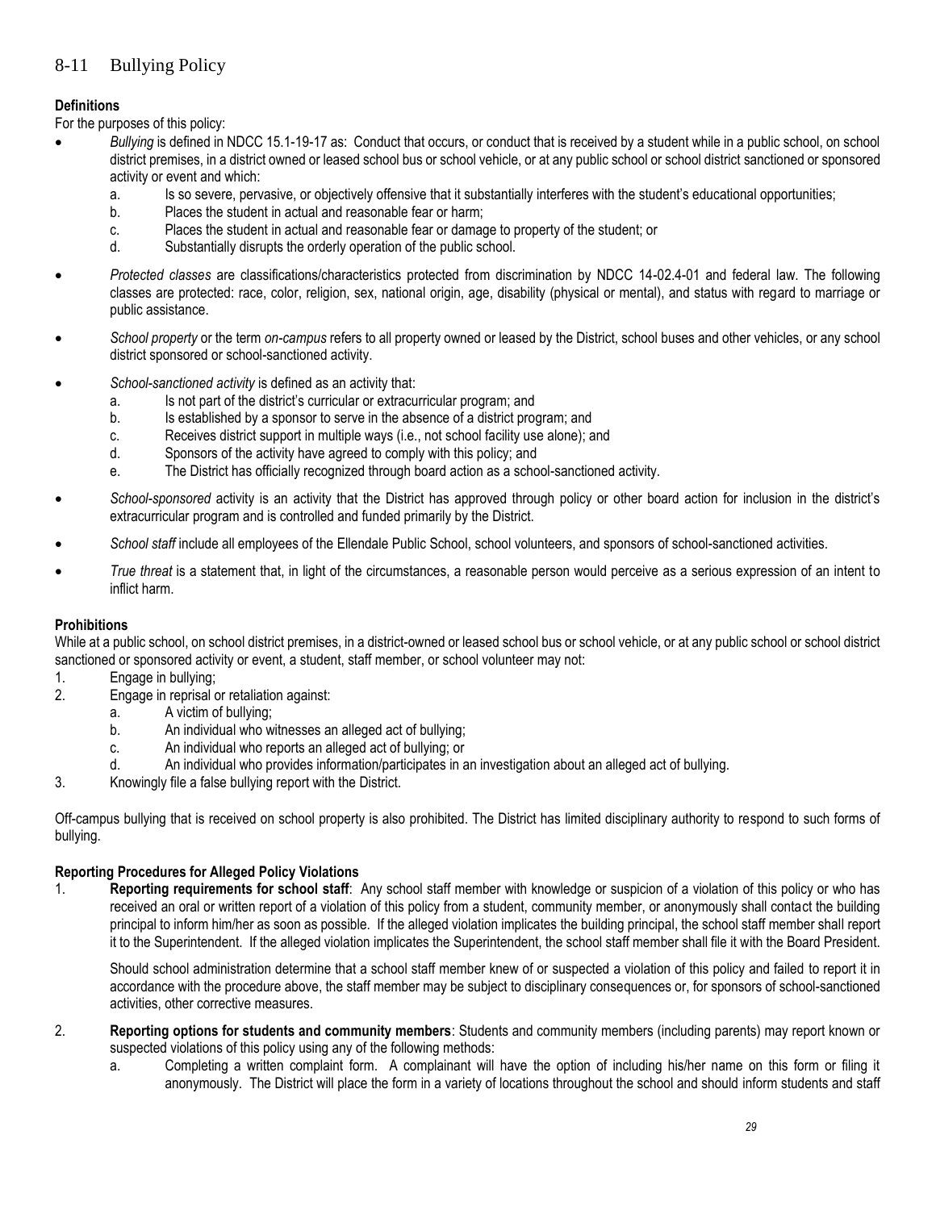## 8-11 Bullying Policy

**Definitions**

For the purposes of this policy:

- *Bullying* is defined in NDCC 15.1-19-17 as: Conduct that occurs, or conduct that is received by a student while in a public school, on school district premises, in a district owned or leased school bus or school vehicle, or at any public school or school district sanctioned or sponsored activity or event and which:
  - a. Is so severe, pervasive, or objectively offensive that it substantially interferes with the student's educational opportunities;
  - b. Places the student in actual and reasonable fear or harm;
  - c. Places the student in actual and reasonable fear or damage to property of the student; or
  - d. Substantially disrupts the orderly operation of the public school.
- *Protected classes* are classifications/characteristics protected from discrimination by NDCC 14-02.4-01 and federal law. The following classes are protected: race, color, religion, sex, national origin, age, disability (physical or mental), and status with regard to marriage or public assistance.
- *School property* or the term *on-campus* refers to all property owned or leased by the District, school buses and other vehicles, or any school district sponsored or school-sanctioned activity.
- *School-sanctioned activity* is defined as an activity that:
  - a. Is not part of the district's curricular or extracurricular program; and
  - b. Is established by a sponsor to serve in the absence of a district program; and
  - c. Receives district support in multiple ways (i.e., not school facility use alone); and
  - d. Sponsors of the activity have agreed to comply with this policy; and
  - e. The District has officially recognized through board action as a school-sanctioned activity.
- *School-sponsored* activity is an activity that the District has approved through policy or other board action for inclusion in the district's extracurricular program and is controlled and funded primarily by the District.
- *School staff* include all employees of the Ellendale Public School, school volunteers, and sponsors of school-sanctioned activities.
- *True threat* is a statement that, in light of the circumstances, a reasonable person would perceive as a serious expression of an intent to inflict harm.

**Prohibitions**

While at a public school, on school district premises, in a district-owned or leased school bus or school vehicle, or at any public school or school district sanctioned or sponsored activity or event, a student, staff member, or school volunteer may not:

1. Engage in bullying;
2. Engage in reprisal or retaliation against:
   - a. A victim of bullying;
   - b. An individual who witnesses an alleged act of bullying;
   - c. An individual who reports an alleged act of bullying; or
   - d. An individual who provides information/participates in an investigation about an alleged act of bullying.
3. Knowingly file a false bullying report with the District.

Off-campus bullying that is received on school property is also prohibited. The District has limited disciplinary authority to respond to such forms of bullying.

**Reporting Procedures for Alleged Policy Violations**

1. **Reporting requirements for school staff**: Any school staff member with knowledge or suspicion of a violation of this policy or who has received an oral or written report of a violation of this policy from a student, community member, or anonymously shall contact the building principal to inform him/her as soon as possible. If the alleged violation implicates the building principal, the school staff member shall report it to the Superintendent. If the alleged violation implicates the Superintendent, the school staff member shall file it with the Board President.

   Should school administration determine that a school staff member knew of or suspected a violation of this policy and failed to report it in accordance with the procedure above, the staff member may be subject to disciplinary consequences or, for sponsors of school-sanctioned activities, other corrective measures.

2. **Reporting options for students and community members**: Students and community members (including parents) may report known or suspected violations of this policy using any of the following methods:
   - a. Completing a written complaint form. A complainant will have the option of including his/her name on this form or filing it anonymously. The District will place the form in a variety of locations throughout the school and should inform students and staff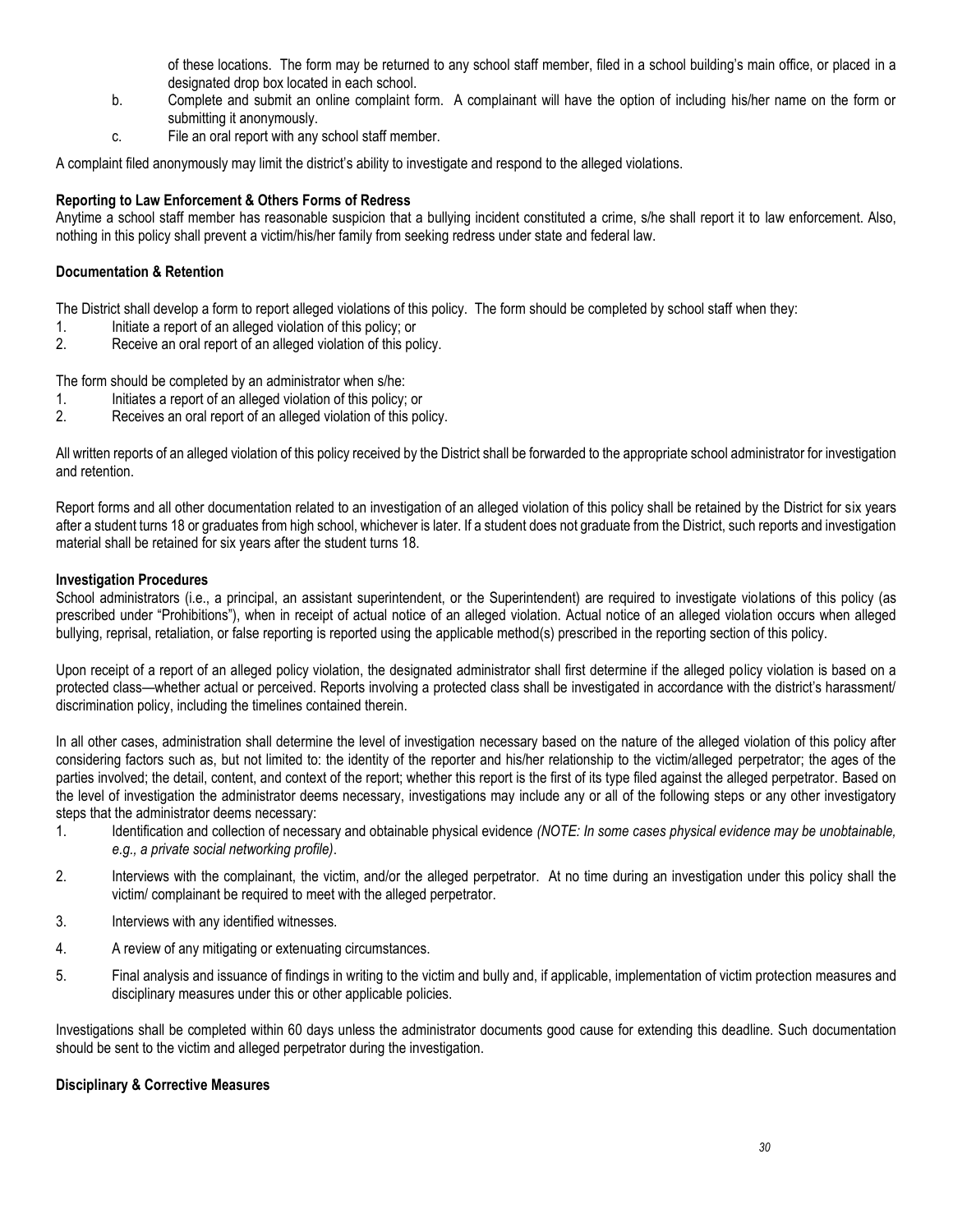of these locations. The form may be returned to any school staff member, filed in a school building's main office, or placed in a designated drop box located in each school.

b. Complete and submit an online complaint form. A complainant will have the option of including his/her name on the form or submitting it anonymously.

c. File an oral report with any school staff member.

A complaint filed anonymously may limit the district's ability to investigate and respond to the alleged violations.

**Reporting to Law Enforcement & Others Forms of Redress**

Anytime a school staff member has reasonable suspicion that a bullying incident constituted a crime, s/he shall report it to law enforcement. Also, nothing in this policy shall prevent a victim/his/her family from seeking redress under state and federal law.

**Documentation & Retention**

The District shall develop a form to report alleged violations of this policy. The form should be completed by school staff when they:

1. Initiate a report of an alleged violation of this policy; or
2. Receive an oral report of an alleged violation of this policy.

The form should be completed by an administrator when s/he:

1. Initiates a report of an alleged violation of this policy; or
2. Receives an oral report of an alleged violation of this policy.

All written reports of an alleged violation of this policy received by the District shall be forwarded to the appropriate school administrator for investigation and retention.

Report forms and all other documentation related to an investigation of an alleged violation of this policy shall be retained by the District for six years after a student turns 18 or graduates from high school, whichever is later. If a student does not graduate from the District, such reports and investigation material shall be retained for six years after the student turns 18.

**Investigation Procedures**

School administrators (i.e., a principal, an assistant superintendent, or the Superintendent) are required to investigate violations of this policy (as prescribed under "Prohibitions"), when in receipt of actual notice of an alleged violation. Actual notice of an alleged violation occurs when alleged bullying, reprisal, retaliation, or false reporting is reported using the applicable method(s) prescribed in the reporting section of this policy.

Upon receipt of a report of an alleged policy violation, the designated administrator shall first determine if the alleged policy violation is based on a protected class—whether actual or perceived. Reports involving a protected class shall be investigated in accordance with the district's harassment/ discrimination policy, including the timelines contained therein.

In all other cases, administration shall determine the level of investigation necessary based on the nature of the alleged violation of this policy after considering factors such as, but not limited to: the identity of the reporter and his/her relationship to the victim/alleged perpetrator; the ages of the parties involved; the detail, content, and context of the report; whether this report is the first of its type filed against the alleged perpetrator. Based on the level of investigation the administrator deems necessary, investigations may include any or all of the following steps or any other investigatory steps that the administrator deems necessary:

1. Identification and collection of necessary and obtainable physical evidence *(NOTE: In some cases physical evidence may be unobtainable, e.g., a private social networking profile)*.
2. Interviews with the complainant, the victim, and/or the alleged perpetrator. At no time during an investigation under this policy shall the victim/ complainant be required to meet with the alleged perpetrator.
3. Interviews with any identified witnesses.
4. A review of any mitigating or extenuating circumstances.
5. Final analysis and issuance of findings in writing to the victim and bully and, if applicable, implementation of victim protection measures and disciplinary measures under this or other applicable policies.

Investigations shall be completed within 60 days unless the administrator documents good cause for extending this deadline. Such documentation should be sent to the victim and alleged perpetrator during the investigation.

**Disciplinary & Corrective Measures**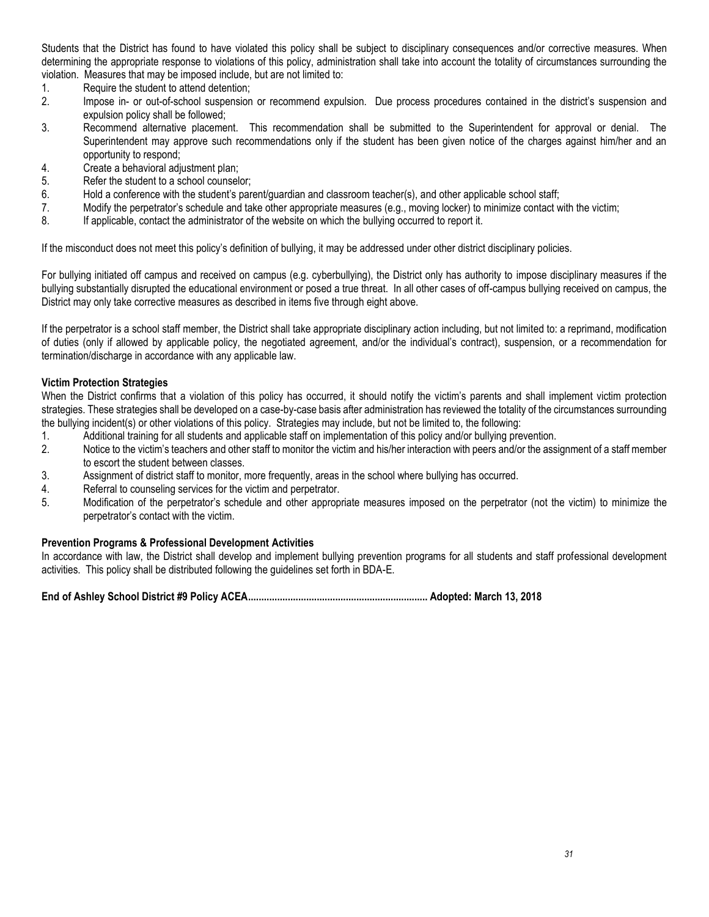Students that the District has found to have violated this policy shall be subject to disciplinary consequences and/or corrective measures. When determining the appropriate response to violations of this policy, administration shall take into account the totality of circumstances surrounding the violation. Measures that may be imposed include, but are not limited to:

1. Require the student to attend detention;
2. Impose in- or out-of-school suspension or recommend expulsion. Due process procedures contained in the district's suspension and expulsion policy shall be followed;
3. Recommend alternative placement. This recommendation shall be submitted to the Superintendent for approval or denial. The Superintendent may approve such recommendations only if the student has been given notice of the charges against him/her and an opportunity to respond;
4. Create a behavioral adjustment plan;
5. Refer the student to a school counselor;
6. Hold a conference with the student's parent/guardian and classroom teacher(s), and other applicable school staff;
7. Modify the perpetrator's schedule and take other appropriate measures (e.g., moving locker) to minimize contact with the victim;
8. If applicable, contact the administrator of the website on which the bullying occurred to report it.

If the misconduct does not meet this policy's definition of bullying, it may be addressed under other district disciplinary policies.

For bullying initiated off campus and received on campus (e.g. cyberbullying), the District only has authority to impose disciplinary measures if the bullying substantially disrupted the educational environment or posed a true threat. In all other cases of off-campus bullying received on campus, the District may only take corrective measures as described in items five through eight above.

If the perpetrator is a school staff member, the District shall take appropriate disciplinary action including, but not limited to: a reprimand, modification of duties (only if allowed by applicable policy, the negotiated agreement, and/or the individual's contract), suspension, or a recommendation for termination/discharge in accordance with any applicable law.

**Victim Protection Strategies**

When the District confirms that a violation of this policy has occurred, it should notify the victim's parents and shall implement victim protection strategies. These strategies shall be developed on a case-by-case basis after administration has reviewed the totality of the circumstances surrounding the bullying incident(s) or other violations of this policy. Strategies may include, but not be limited to, the following:

1. Additional training for all students and applicable staff on implementation of this policy and/or bullying prevention.
2. Notice to the victim's teachers and other staff to monitor the victim and his/her interaction with peers and/or the assignment of a staff member to escort the student between classes.
3. Assignment of district staff to monitor, more frequently, areas in the school where bullying has occurred.
4. Referral to counseling services for the victim and perpetrator.
5. Modification of the perpetrator's schedule and other appropriate measures imposed on the perpetrator (not the victim) to minimize the perpetrator's contact with the victim.

**Prevention Programs & Professional Development Activities**

In accordance with law, the District shall develop and implement bullying prevention programs for all students and staff professional development activities. This policy shall be distributed following the guidelines set forth in BDA-E.

**End of Ashley School District #9 Policy ACEA.................................................................... Adopted: March 13, 2018**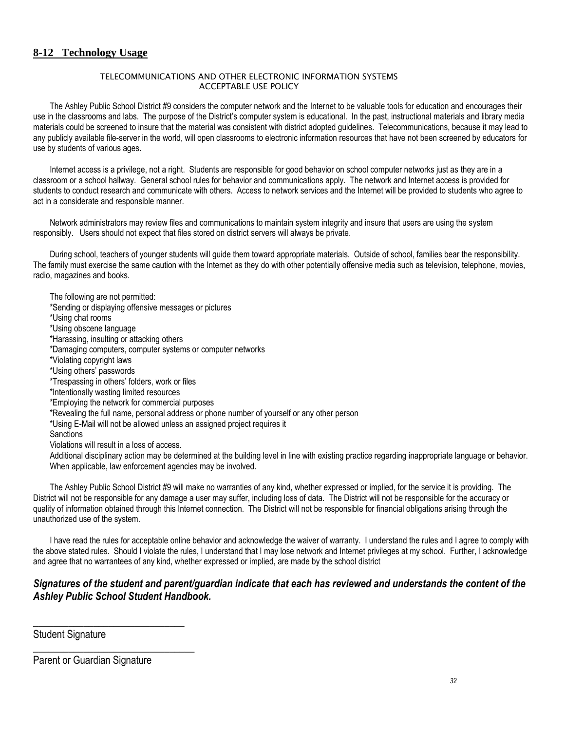## 8-12 Technology Usage

TELECOMMUNICATIONS AND OTHER ELECTRONIC INFORMATION SYSTEMS
ACCEPTABLE USE POLICY

The Ashley Public School District #9 considers the computer network and the Internet to be valuable tools for education and encourages their use in the classrooms and labs. The purpose of the District's computer system is educational. In the past, instructional materials and library media materials could be screened to insure that the material was consistent with district adopted guidelines. Telecommunications, because it may lead to any publicly available file-server in the world, will open classrooms to electronic information resources that have not been screened by educators for use by students of various ages.

Internet access is a privilege, not a right. Students are responsible for good behavior on school computer networks just as they are in a classroom or a school hallway. General school rules for behavior and communications apply. The network and Internet access is provided for students to conduct research and communicate with others. Access to network services and the Internet will be provided to students who agree to act in a considerate and responsible manner.

Network administrators may review files and communications to maintain system integrity and insure that users are using the system responsibly. Users should not expect that files stored on district servers will always be private.

During school, teachers of younger students will guide them toward appropriate materials. Outside of school, families bear the responsibility. The family must exercise the same caution with the Internet as they do with other potentially offensive media such as television, telephone, movies, radio, magazines and books.

The following are not permitted:
*Sending or displaying offensive messages or pictures
*Using chat rooms
*Using obscene language
*Harassing, insulting or attacking others
*Damaging computers, computer systems or computer networks
*Violating copyright laws
*Using others' passwords
*Trespassing in others' folders, work or files
*Intentionally wasting limited resources
*Employing the network for commercial purposes
*Revealing the full name, personal address or phone number of yourself or any other person
*Using E-Mail will not be allowed unless an assigned project requires it
Sanctions
Violations will result in a loss of access.
Additional disciplinary action may be determined at the building level in line with existing practice regarding inappropriate language or behavior. When applicable, law enforcement agencies may be involved.

The Ashley Public School District #9 will make no warranties of any kind, whether expressed or implied, for the service it is providing. The District will not be responsible for any damage a user may suffer, including loss of data. The District will not be responsible for the accuracy or quality of information obtained through this Internet connection. The District will not be responsible for financial obligations arising through the unauthorized use of the system.

I have read the rules for acceptable online behavior and acknowledge the waiver of warranty. I understand the rules and I agree to comply with the above stated rules. Should I violate the rules, I understand that I may lose network and Internet privileges at my school. Further, I acknowledge and agree that no warrantees of any kind, whether expressed or implied, are made by the school district

***Signatures of the student and parent/guardian indicate that each has reviewed and understands the content of the Ashley Public School Student Handbook.***

\_\_\_\_\_\_\_\_\_\_\_\_\_\_\_\_\_\_\_\_\_\_\_\_\_\_\_\_\_\_

Student Signature

\_\_\_\_\_\_\_\_\_\_\_\_\_\_\_\_\_\_\_\_\_\_\_\_\_\_\_\_\_\_

Parent or Guardian Signature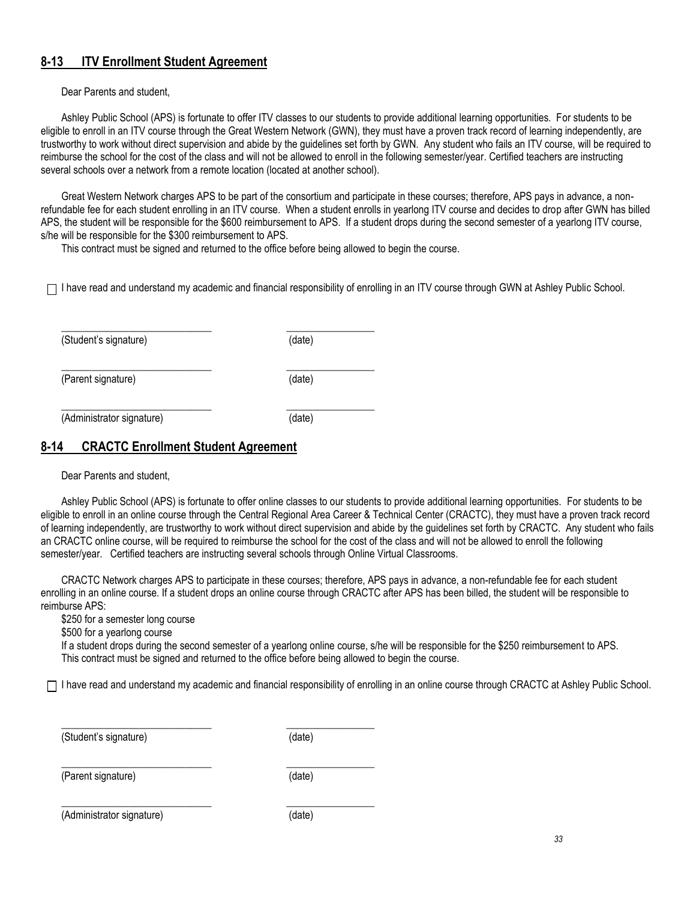## 8-13 ITV Enrollment Student Agreement

Dear Parents and student,

Ashley Public School (APS) is fortunate to offer ITV classes to our students to provide additional learning opportunities. For students to be eligible to enroll in an ITV course through the Great Western Network (GWN), they must have a proven track record of learning independently, are trustworthy to work without direct supervision and abide by the guidelines set forth by GWN. Any student who fails an ITV course, will be required to reimburse the school for the cost of the class and will not be allowed to enroll in the following semester/year. Certified teachers are instructing several schools over a network from a remote location (located at another school).

Great Western Network charges APS to be part of the consortium and participate in these courses; therefore, APS pays in advance, a non-refundable fee for each student enrolling in an ITV course. When a student enrolls in yearlong ITV course and decides to drop after GWN has billed APS, the student will be responsible for the $600 reimbursement to APS. If a student drops during the second semester of a yearlong ITV course, s/he will be responsible for the $300 reimbursement to APS.

This contract must be signed and returned to the office before being allowed to begin the course.

☐ I have read and understand my academic and financial responsibility of enrolling in an ITV course through GWN at Ashley Public School.

______________________________ ________________

(Student's signature) (date)

______________________________ ________________

(Parent signature) (date)

______________________________ ________________

(Administrator signature) (date)

## 8-14 CRACTC Enrollment Student Agreement

Dear Parents and student,

Ashley Public School (APS) is fortunate to offer online classes to our students to provide additional learning opportunities. For students to be eligible to enroll in an online course through the Central Regional Area Career & Technical Center (CRACTC), they must have a proven track record of learning independently, are trustworthy to work without direct supervision and abide by the guidelines set forth by CRACTC. Any student who fails an CRACTC online course, will be required to reimburse the school for the cost of the class and will not be allowed to enroll the following semester/year. Certified teachers are instructing several schools through Online Virtual Classrooms.

CRACTC Network charges APS to participate in these courses; therefore, APS pays in advance, a non-refundable fee for each student enrolling in an online course. If a student drops an online course through CRACTC after APS has been billed, the student will be responsible to reimburse APS:

$250 for a semester long course

$500 for a yearlong course

If a student drops during the second semester of a yearlong online course, s/he will be responsible for the $250 reimbursement to APS.

This contract must be signed and returned to the office before being allowed to begin the course.

☐ I have read and understand my academic and financial responsibility of enrolling in an online course through CRACTC at Ashley Public School.

______________________________ ________________

(Student's signature) (date)

______________________________ ________________

(Parent signature) (date)

______________________________ ________________

(Administrator signature) (date)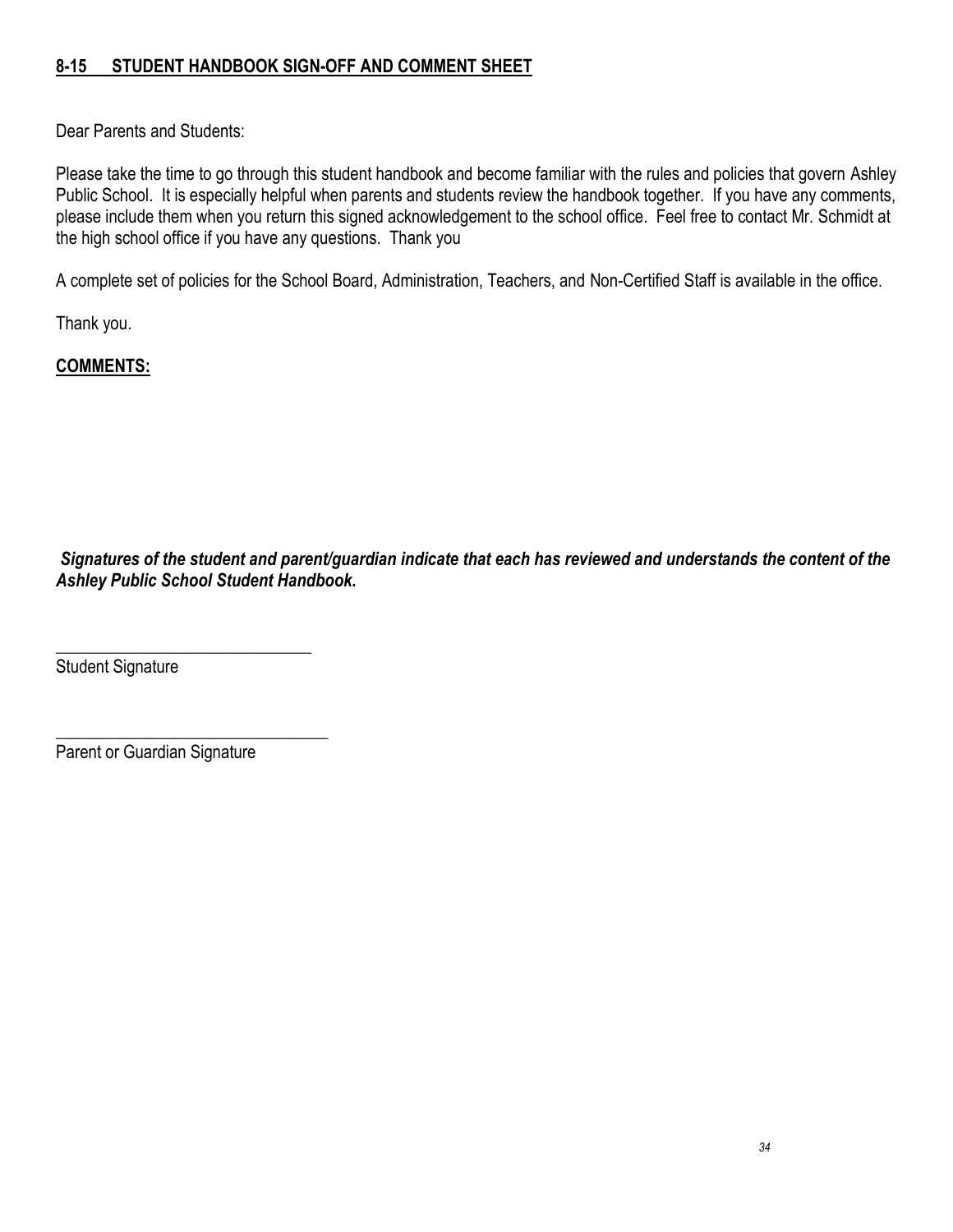## 8-15 STUDENT HANDBOOK SIGN-OFF AND COMMENT SHEET

Dear Parents and Students:

Please take the time to go through this student handbook and become familiar with the rules and policies that govern Ashley Public School. It is especially helpful when parents and students review the handbook together. If you have any comments, please include them when you return this signed acknowledgement to the school office. Feel free to contact Mr. Schmidt at the high school office if you have any questions. Thank you

A complete set of policies for the School Board, Administration, Teachers, and Non-Certified Staff is available in the office.

Thank you.

**COMMENTS:**

***Signatures of the student and parent/guardian indicate that each has reviewed and understands the content of the Ashley Public School Student Handbook.***

______________________________
Student Signature

________________________________
Parent or Guardian Signature